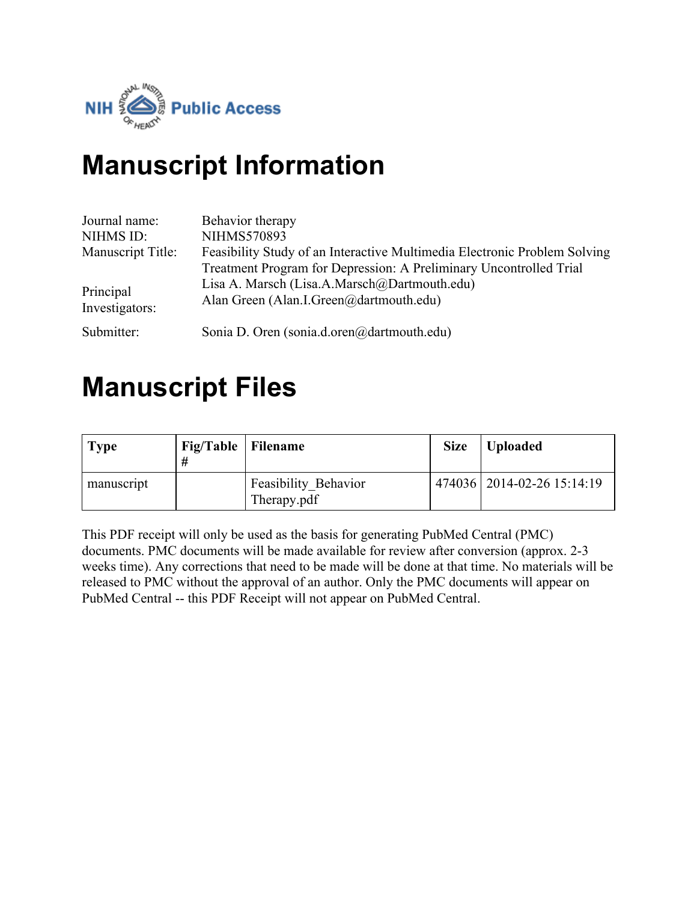NIH Public Access

# Manuscript Information

| | |
|---|---|
| Journal name: | Behavior therapy |
| NIHMS ID: | NIHMS570893 |
| Manuscript Title: | Feasibility Study of an Interactive Multimedia Electronic Problem Solving Treatment Program for Depression: A Preliminary Uncontrolled Trial |
| Principal Investigators: | Lisa A. Marsch (Lisa.A.Marsch@Dartmouth.edu)<br>Alan Green (Alan.I.Green@dartmouth.edu) |
| Submitter: | Sonia D. Oren (sonia.d.oren@dartmouth.edu) |

# Manuscript Files

| Type | Fig/Table # | Filename | Size | Uploaded |
|---|---|---|---|---|
| manuscript | | Feasibility_Behavior Therapy.pdf | 474036 | 2014-02-26 15:14:19 |

This PDF receipt will only be used as the basis for generating PubMed Central (PMC) documents. PMC documents will be made available for review after conversion (approx. 2-3 weeks time). Any corrections that need to be made will be done at that time. No materials will be released to PMC without the approval of an author. Only the PMC documents will appear on PubMed Central -- this PDF Receipt will not appear on PubMed Central.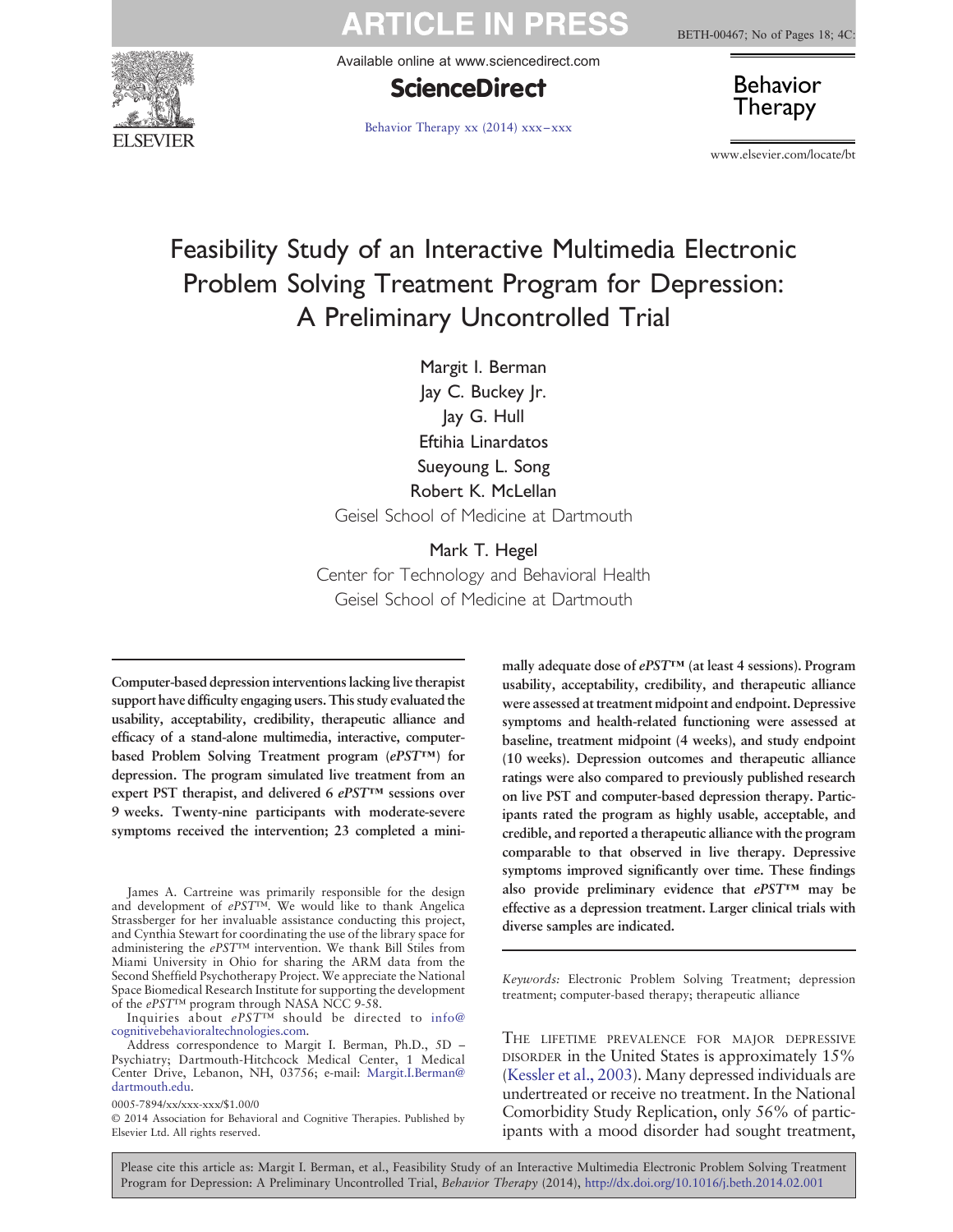# Feasibility Study of an Interactive Multimedia Electronic Problem Solving Treatment Program for Depression: A Preliminary Uncontrolled Trial

Margit I. Berman
Jay C. Buckey Jr.
Jay G. Hull
Eftihia Linardatos
Sueyoung L. Song
Robert K. McLellan
Geisel School of Medicine at Dartmouth

Mark T. Hegel
Center for Technology and Behavioral Health
Geisel School of Medicine at Dartmouth

**Computer-based depression interventions lacking live therapist support have difficulty engaging users. This study evaluated the usability, acceptability, credibility, therapeutic alliance and efficacy of a stand-alone multimedia, interactive, computer-based Problem Solving Treatment program (*ePST™*) for depression. The program simulated live treatment from an expert PST therapist, and delivered 6 *ePST™* sessions over 9 weeks. Twenty-nine participants with moderate-severe symptoms received the intervention; 23 completed a minimally adequate dose of *ePST™* (at least 4 sessions). Program usability, acceptability, credibility, and therapeutic alliance were assessed at treatment midpoint and endpoint. Depressive symptoms and health-related functioning were assessed at baseline, treatment midpoint (4 weeks), and study endpoint (10 weeks). Depression outcomes and therapeutic alliance ratings were also compared to previously published research on live PST and computer-based depression therapy. Participants rated the program as highly usable, acceptable, and credible, and reported a therapeutic alliance with the program comparable to that observed in live therapy. Depressive symptoms improved significantly over time. These findings also provide preliminary evidence that *ePST™* may be effective as a depression treatment. Larger clinical trials with diverse samples are indicated.**

*Keywords:* Electronic Problem Solving Treatment; depression treatment; computer-based therapy; therapeutic alliance

THE LIFETIME PREVALENCE FOR MAJOR DEPRESSIVE DISORDER in the United States is approximately 15% (Kessler et al., 2003). Many depressed individuals are undertreated or receive no treatment. In the National Comorbidity Study Replication, only 56% of participants with a mood disorder had sought treatment,

---

James A. Cartreine was primarily responsible for the design and development of *ePST™*. We would like to thank Angelica Strassberger for her invaluable assistance conducting this project, and Cynthia Stewart for coordinating the use of the library space for administering the *ePST™* intervention. We thank Bill Stiles from Miami University in Ohio for sharing the ARM data from the Second Sheffield Psychotherapy Project. We appreciate the National Space Biomedical Research Institute for supporting the development of the *ePST™* program through NASA NCC 9-58.

Inquiries about *ePST™* should be directed to info@cognitivebehavioraltechnologies.com.

Address correspondence to Margit I. Berman, Ph.D., 5D – Psychiatry; Dartmouth-Hitchcock Medical Center, 1 Medical Center Drive, Lebanon, NH, 03756; e-mail: Margit.I.Berman@dartmouth.edu.

0005-7894/xx/xxx-xxx/$1.00/0

© 2014 Association for Behavioral and Cognitive Therapies. Published by Elsevier Ltd. All rights reserved.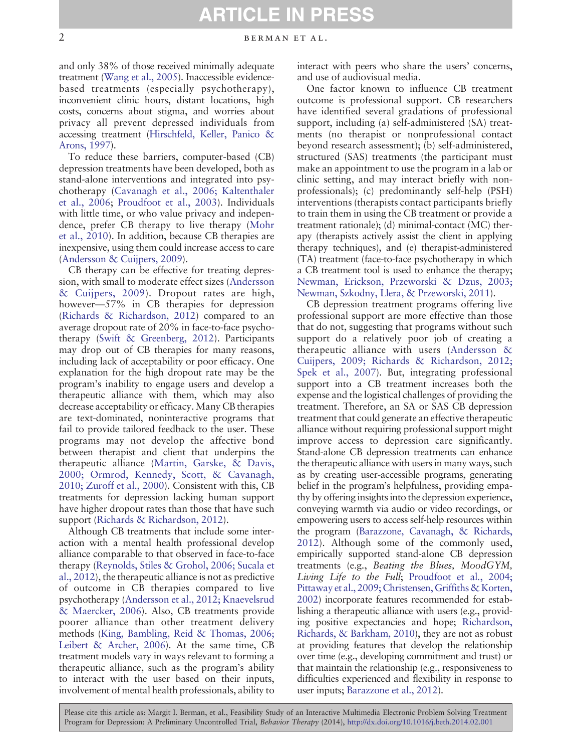and only 38% of those received minimally adequate treatment (Wang et al., 2005). Inaccessible evidence-based treatments (especially psychotherapy), inconvenient clinic hours, distant locations, high costs, concerns about stigma, and worries about privacy all prevent depressed individuals from accessing treatment (Hirschfeld, Keller, Panico & Arons, 1997).

To reduce these barriers, computer-based (CB) depression treatments have been developed, both as stand-alone interventions and integrated into psychotherapy (Cavanagh et al., 2006; Kaltenthaler et al., 2006; Proudfoot et al., 2003). Individuals with little time, or who value privacy and independence, prefer CB therapy to live therapy (Mohr et al., 2010). In addition, because CB therapies are inexpensive, using them could increase access to care (Andersson & Cuijpers, 2009).

CB therapy can be effective for treating depression, with small to moderate effect sizes (Andersson & Cuijpers, 2009). Dropout rates are high, however—57% in CB therapies for depression (Richards & Richardson, 2012) compared to an average dropout rate of 20% in face-to-face psychotherapy (Swift & Greenberg, 2012). Participants may drop out of CB therapies for many reasons, including lack of acceptability or poor efficacy. One explanation for the high dropout rate may be the program's inability to engage users and develop a therapeutic alliance with them, which may also decrease acceptability or efficacy. Many CB therapies are text-dominated, noninteractive programs that fail to provide tailored feedback to the user. These programs may not develop the affective bond between therapist and client that underpins the therapeutic alliance (Martin, Garske, & Davis, 2000; Ormrod, Kennedy, Scott, & Cavanagh, 2010; Zuroff et al., 2000). Consistent with this, CB treatments for depression lacking human support have higher dropout rates than those that have such support (Richards & Richardson, 2012).

Although CB treatments that include some interaction with a mental health professional develop alliance comparable to that observed in face-to-face therapy (Reynolds, Stiles & Grohol, 2006; Sucala et al., 2012), the therapeutic alliance is not as predictive of outcome in CB therapies compared to live psychotherapy (Andersson et al., 2012; Knaevelsrud & Maercker, 2006). Also, CB treatments provide poorer alliance than other treatment delivery methods (King, Bambling, Reid & Thomas, 2006; Leibert & Archer, 2006). At the same time, CB treatment models vary in ways relevant to forming a therapeutic alliance, such as the program's ability to interact with the user based on their inputs, involvement of mental health professionals, ability to interact with peers who share the users' concerns, and use of audiovisual media.

One factor known to influence CB treatment outcome is professional support. CB researchers have identified several gradations of professional support, including (a) self-administered (SA) treatments (no therapist or nonprofessional contact beyond research assessment); (b) self-administered, structured (SAS) treatments (the participant must make an appointment to use the program in a lab or clinic setting, and may interact briefly with nonprofessionals); (c) predominantly self-help (PSH) interventions (therapists contact participants briefly to train them in using the CB treatment or provide a treatment rationale); (d) minimal-contact (MC) therapy (therapists actively assist the client in applying therapy techniques), and (e) therapist-administered (TA) treatment (face-to-face psychotherapy in which a CB treatment tool is used to enhance the therapy; Newman, Erickson, Przeworski & Dzus, 2003; Newman, Szkodny, Llera, & Przeworski, 2011).

CB depression treatment programs offering live professional support are more effective than those that do not, suggesting that programs without such support do a relatively poor job of creating a therapeutic alliance with users (Andersson & Cuijpers, 2009; Richards & Richardson, 2012; Spek et al., 2007). But, integrating professional support into a CB treatment increases both the expense and the logistical challenges of providing the treatment. Therefore, an SA or SAS CB depression treatment that could generate an effective therapeutic alliance without requiring professional support might improve access to depression care significantly. Stand-alone CB depression treatments can enhance the therapeutic alliance with users in many ways, such as by creating user-accessible programs, generating belief in the program's helpfulness, providing empathy by offering insights into the depression experience, conveying warmth via audio or video recordings, or empowering users to access self-help resources within the program (Barazzone, Cavanagh, & Richards, 2012). Although some of the commonly used, empirically supported stand-alone CB depression treatments (e.g., *Beating the Blues, MoodGYM, Living Life to the Full*; Proudfoot et al., 2004; Pittaway et al., 2009; Christensen, Griffiths & Korten, 2002) incorporate features recommended for establishing a therapeutic alliance with users (e.g., providing positive expectancies and hope; Richardson, Richards, & Barkham, 2010), they are not as robust at providing features that develop the relationship over time (e.g., developing commitment and trust) or that maintain the relationship (e.g., responsiveness to difficulties experienced and flexibility in response to user inputs; Barazzone et al., 2012).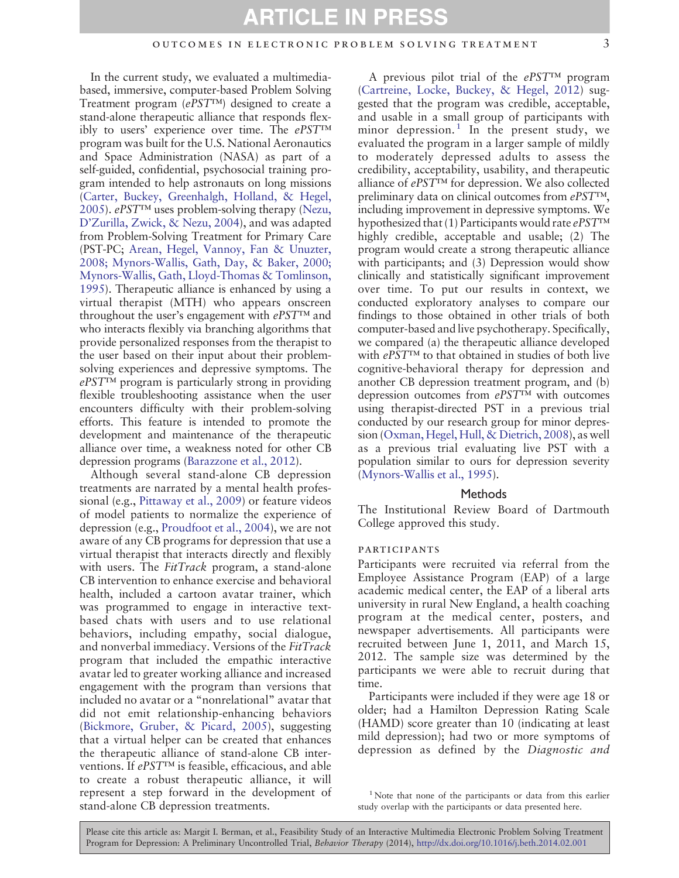In the current study, we evaluated a multimedia-based, immersive, computer-based Problem Solving Treatment program (*ePST*™) designed to create a stand-alone therapeutic alliance that responds flexibly to users' experience over time. The *ePST*™ program was built for the U.S. National Aeronautics and Space Administration (NASA) as part of a self-guided, confidential, psychosocial training program intended to help astronauts on long missions (Carter, Buckey, Greenhalgh, Holland, & Hegel, 2005). *ePST*™ uses problem-solving therapy (Nezu, D'Zurilla, Zwick, & Nezu, 2004), and was adapted from Problem-Solving Treatment for Primary Care (PST-PC; Arean, Hegel, Vannoy, Fan & Unuzter, 2008; Mynors-Wallis, Gath, Day, & Baker, 2000; Mynors-Wallis, Gath, Lloyd-Thomas & Tomlinson, 1995). Therapeutic alliance is enhanced by using a virtual therapist (MTH) who appears onscreen throughout the user's engagement with *ePST*™ and who interacts flexibly via branching algorithms that provide personalized responses from the therapist to the user based on their input about their problem-solving experiences and depressive symptoms. The *ePST*™ program is particularly strong in providing flexible troubleshooting assistance when the user encounters difficulty with their problem-solving efforts. This feature is intended to promote the development and maintenance of the therapeutic alliance over time, a weakness noted for other CB depression programs (Barazzone et al., 2012).

Although several stand-alone CB depression treatments are narrated by a mental health professional (e.g., Pittaway et al., 2009) or feature videos of model patients to normalize the experience of depression (e.g., Proudfoot et al., 2004), we are not aware of any CB programs for depression that use a virtual therapist that interacts directly and flexibly with users. The *FitTrack* program, a stand-alone CB intervention to enhance exercise and behavioral health, included a cartoon avatar trainer, which was programmed to engage in interactive text-based chats with users and to use relational behaviors, including empathy, social dialogue, and nonverbal immediacy. Versions of the *FitTrack* program that included the empathic interactive avatar led to greater working alliance and increased engagement with the program than versions that included no avatar or a "nonrelational" avatar that did not emit relationship-enhancing behaviors (Bickmore, Gruber, & Picard, 2005), suggesting that a virtual helper can be created that enhances the therapeutic alliance of stand-alone CB interventions. If *ePST*™ is feasible, efficacious, and able to create a robust therapeutic alliance, it will represent a step forward in the development of stand-alone CB depression treatments.

A previous pilot trial of the *ePST*™ program (Cartreine, Locke, Buckey, & Hegel, 2012) suggested that the program was credible, acceptable, and usable in a small group of participants with minor depression.[1] In the present study, we evaluated the program in a larger sample of mildly to moderately depressed adults to assess the credibility, acceptability, usability, and therapeutic alliance of *ePST*™ for depression. We also collected preliminary data on clinical outcomes from *ePST*™, including improvement in depressive symptoms. We hypothesized that (1) Participants would rate *ePST*™ highly credible, acceptable and usable; (2) The program would create a strong therapeutic alliance with participants; and (3) Depression would show clinically and statistically significant improvement over time. To put our results in context, we conducted exploratory analyses to compare our findings to those obtained in other trials of both computer-based and live psychotherapy. Specifically, we compared (a) the therapeutic alliance developed with *ePST*™ to that obtained in studies of both live cognitive-behavioral therapy for depression and another CB depression treatment program, and (b) depression outcomes from *ePST*™ with outcomes using therapist-directed PST in a previous trial conducted by our research group for minor depression (Oxman, Hegel, Hull, & Dietrich, 2008), as well as a previous trial evaluating live PST with a population similar to ours for depression severity (Mynors-Wallis et al., 1995).

## Methods

The Institutional Review Board of Dartmouth College approved this study.

### Participants

Participants were recruited via referral from the Employee Assistance Program (EAP) of a large academic medical center, the EAP of a liberal arts university in rural New England, a health coaching program at the medical center, posters, and newspaper advertisements. All participants were recruited between June 1, 2011, and March 15, 2012. The sample size was determined by the participants we were able to recruit during that time.

Participants were included if they were age 18 or older; had a Hamilton Depression Rating Scale (HAMD) score greater than 10 (indicating at least mild depression); had two or more symptoms of depression as defined by the *Diagnostic and*

[1] Note that none of the participants or data from this earlier study overlap with the participants or data presented here.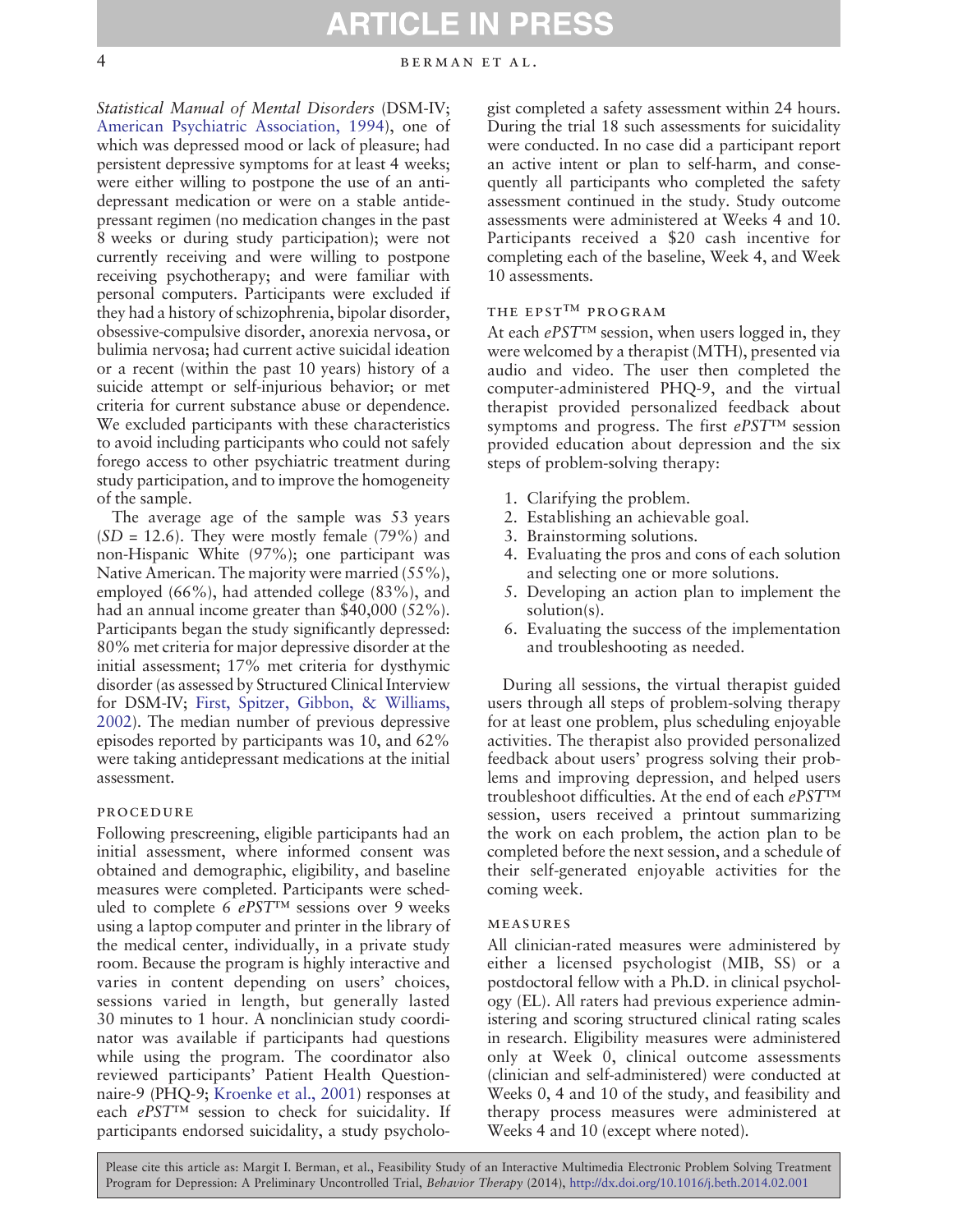*Statistical Manual of Mental Disorders* (DSM-IV; American Psychiatric Association, 1994), one of which was depressed mood or lack of pleasure; had persistent depressive symptoms for at least 4 weeks; were either willing to postpone the use of an antidepressant medication or were on a stable antidepressant regimen (no medication changes in the past 8 weeks or during study participation); were not currently receiving and were willing to postpone receiving psychotherapy; and were familiar with personal computers. Participants were excluded if they had a history of schizophrenia, bipolar disorder, obsessive-compulsive disorder, anorexia nervosa, or bulimia nervosa; had current active suicidal ideation or a recent (within the past 10 years) history of a suicide attempt or self-injurious behavior; or met criteria for current substance abuse or dependence. We excluded participants with these characteristics to avoid including participants who could not safely forego access to other psychiatric treatment during study participation, and to improve the homogeneity of the sample.

The average age of the sample was 53 years (*SD* = 12.6). They were mostly female (79%) and non-Hispanic White (97%); one participant was Native American. The majority were married (55%), employed (66%), had attended college (83%), and had an annual income greater than $40,000 (52%). Participants began the study significantly depressed: 80% met criteria for major depressive disorder at the initial assessment; 17% met criteria for dysthymic disorder (as assessed by Structured Clinical Interview for DSM-IV; First, Spitzer, Gibbon, & Williams, 2002). The median number of previous depressive episodes reported by participants was 10, and 62% were taking antidepressant medications at the initial assessment.

## Procedure

Following prescreening, eligible participants had an initial assessment, where informed consent was obtained and demographic, eligibility, and baseline measures were completed. Participants were scheduled to complete 6 *ePST™* sessions over 9 weeks using a laptop computer and printer in the library of the medical center, individually, in a private study room. Because the program is highly interactive and varies in content depending on users' choices, sessions varied in length, but generally lasted 30 minutes to 1 hour. A nonclinician study coordinator was available if participants had questions while using the program. The coordinator also reviewed participants' Patient Health Questionnaire-9 (PHQ-9; Kroenke et al., 2001) responses at each *ePST™* session to check for suicidality. If participants endorsed suicidality, a study psychologist completed a safety assessment within 24 hours. During the trial 18 such assessments for suicidality were conducted. In no case did a participant report an active intent or plan to self-harm, and consequently all participants who completed the safety assessment continued in the study. Study outcome assessments were administered at Weeks 4 and 10. Participants received a $20 cash incentive for completing each of the baseline, Week 4, and Week 10 assessments.

## The ePST™ Program

At each *ePST™* session, when users logged in, they were welcomed by a therapist (MTH), presented via audio and video. The user then completed the computer-administered PHQ-9, and the virtual therapist provided personalized feedback about symptoms and progress. The first *ePST™* session provided education about depression and the six steps of problem-solving therapy:

1. Clarifying the problem.
2. Establishing an achievable goal.
3. Brainstorming solutions.
4. Evaluating the pros and cons of each solution and selecting one or more solutions.
5. Developing an action plan to implement the solution(s).
6. Evaluating the success of the implementation and troubleshooting as needed.

During all sessions, the virtual therapist guided users through all steps of problem-solving therapy for at least one problem, plus scheduling enjoyable activities. The therapist also provided personalized feedback about users' progress solving their problems and improving depression, and helped users troubleshoot difficulties. At the end of each *ePST™* session, users received a printout summarizing the work on each problem, the action plan to be completed before the next session, and a schedule of their self-generated enjoyable activities for the coming week.

## Measures

All clinician-rated measures were administered by either a licensed psychologist (MIB, SS) or a postdoctoral fellow with a Ph.D. in clinical psychology (EL). All raters had previous experience administering and scoring structured clinical rating scales in research. Eligibility measures were administered only at Week 0, clinical outcome assessments (clinician and self-administered) were conducted at Weeks 0, 4 and 10 of the study, and feasibility and therapy process measures were administered at Weeks 4 and 10 (except where noted).

Please cite this article as: Margit I. Berman, et al., Feasibility Study of an Interactive Multimedia Electronic Problem Solving Treatment Program for Depression: A Preliminary Uncontrolled Trial, *Behavior Therapy* (2014), http://dx.doi.org/10.1016/j.beth.2014.02.001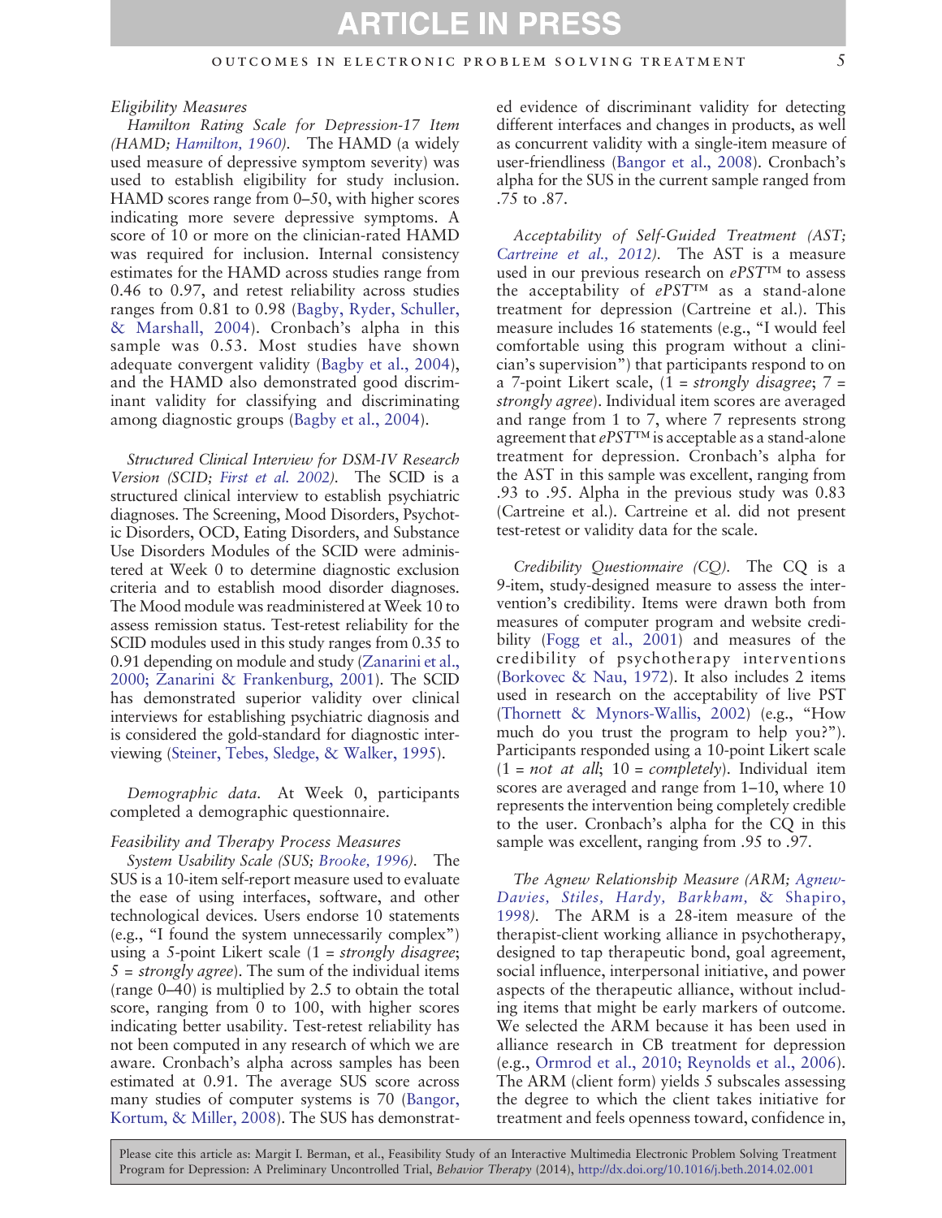### Eligibility Measures

*Hamilton Rating Scale for Depression-17 Item (HAMD; Hamilton, 1960).* The HAMD (a widely used measure of depressive symptom severity) was used to establish eligibility for study inclusion. HAMD scores range from 0–50, with higher scores indicating more severe depressive symptoms. A score of 10 or more on the clinician-rated HAMD was required for inclusion. Internal consistency estimates for the HAMD across studies range from 0.46 to 0.97, and retest reliability across studies ranges from 0.81 to 0.98 (Bagby, Ryder, Schuller, & Marshall, 2004). Cronbach's alpha in this sample was 0.53. Most studies have shown adequate convergent validity (Bagby et al., 2004), and the HAMD also demonstrated good discriminant validity for classifying and discriminating among diagnostic groups (Bagby et al., 2004).

*Structured Clinical Interview for DSM-IV Research Version (SCID; First et al. 2002).* The SCID is a structured clinical interview to establish psychiatric diagnoses. The Screening, Mood Disorders, Psychotic Disorders, OCD, Eating Disorders, and Substance Use Disorders Modules of the SCID were administered at Week 0 to determine diagnostic exclusion criteria and to establish mood disorder diagnoses. The Mood module was readministered at Week 10 to assess remission status. Test-retest reliability for the SCID modules used in this study ranges from 0.35 to 0.91 depending on module and study (Zanarini et al., 2000; Zanarini & Frankenburg, 2001). The SCID has demonstrated superior validity over clinical interviews for establishing psychiatric diagnosis and is considered the gold-standard for diagnostic interviewing (Steiner, Tebes, Sledge, & Walker, 1995).

*Demographic data.* At Week 0, participants completed a demographic questionnaire.

### Feasibility and Therapy Process Measures

*System Usability Scale (SUS; Brooke, 1996).* The SUS is a 10-item self-report measure used to evaluate the ease of using interfaces, software, and other technological devices. Users endorse 10 statements (e.g., "I found the system unnecessarily complex") using a 5-point Likert scale (1 = *strongly disagree*; 5 = *strongly agree*). The sum of the individual items (range 0–40) is multiplied by 2.5 to obtain the total score, ranging from 0 to 100, with higher scores indicating better usability. Test-retest reliability has not been computed in any research of which we are aware. Cronbach's alpha across samples has been estimated at 0.91. The average SUS score across many studies of computer systems is 70 (Bangor, Kortum, & Miller, 2008). The SUS has demonstrated evidence of discriminant validity for detecting different interfaces and changes in products, as well as concurrent validity with a single-item measure of user-friendliness (Bangor et al., 2008). Cronbach's alpha for the SUS in the current sample ranged from .75 to .87.

*Acceptability of Self-Guided Treatment (AST; Cartreine et al., 2012).* The AST is a measure used in our previous research on *ePST*™ to assess the acceptability of *ePST*™ as a stand-alone treatment for depression (Cartreine et al.). This measure includes 16 statements (e.g., "I would feel comfortable using this program without a clinician's supervision") that participants respond to on a 7-point Likert scale, (1 = *strongly disagree*; 7 = *strongly agree*). Individual item scores are averaged and range from 1 to 7, where 7 represents strong agreement that *ePST*™ is acceptable as a stand-alone treatment for depression. Cronbach's alpha for the AST in this sample was excellent, ranging from .93 to .95. Alpha in the previous study was 0.83 (Cartreine et al.). Cartreine et al. did not present test-retest or validity data for the scale.

*Credibility Questionnaire (CQ).* The CQ is a 9-item, study-designed measure to assess the intervention's credibility. Items were drawn both from measures of computer program and website credibility (Fogg et al., 2001) and measures of the credibility of psychotherapy interventions (Borkovec & Nau, 1972). It also includes 2 items used in research on the acceptability of live PST (Thornett & Mynors-Wallis, 2002) (e.g., "How much do you trust the program to help you?"). Participants responded using a 10-point Likert scale (1 = *not at all*; 10 = *completely*). Individual item scores are averaged and range from 1–10, where 10 represents the intervention being completely credible to the user. Cronbach's alpha for the CQ in this sample was excellent, ranging from .95 to .97.

*The Agnew Relationship Measure (ARM; Agnew-Davies, Stiles, Hardy, Barkham, & Shapiro, 1998).* The ARM is a 28-item measure of the therapist-client working alliance in psychotherapy, designed to tap therapeutic bond, goal agreement, social influence, interpersonal initiative, and power aspects of the therapeutic alliance, without including items that might be early markers of outcome. We selected the ARM because it has been used in alliance research in CB treatment for depression (e.g., Ormrod et al., 2010; Reynolds et al., 2006). The ARM (client form) yields 5 subscales assessing the degree to which the client takes initiative for treatment and feels openness toward, confidence in,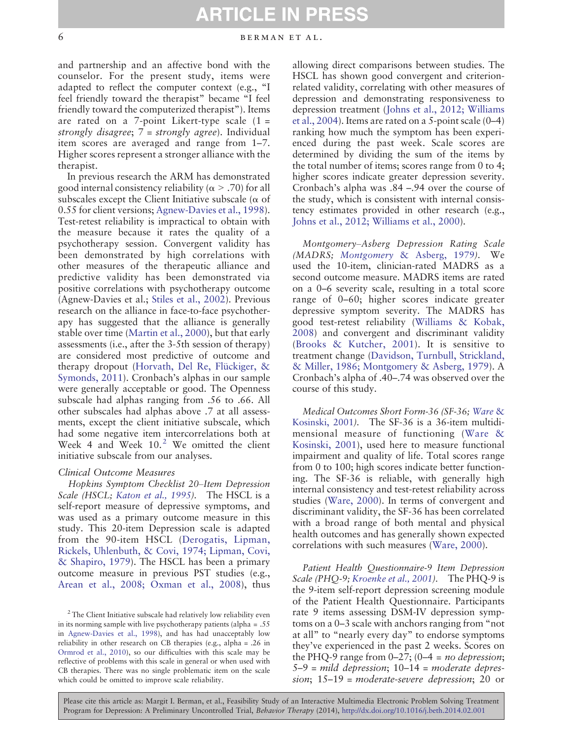and partnership and an affective bond with the counselor. For the present study, items were adapted to reflect the computer context (e.g., "I feel friendly toward the therapist" became "I feel friendly toward the computerized therapist"). Items are rated on a 7-point Likert-type scale (1 = *strongly disagree*; 7 = *strongly agree*). Individual item scores are averaged and range from 1–7. Higher scores represent a stronger alliance with the therapist.

In previous research the ARM has demonstrated good internal consistency reliability ($\alpha > .70$) for all subscales except the Client Initiative subscale ($\alpha$ of 0.55 for client versions; Agnew-Davies et al., 1998). Test-retest reliability is impractical to obtain with the measure because it rates the quality of a psychotherapy session. Convergent validity has been demonstrated by high correlations with other measures of the therapeutic alliance and predictive validity has been demonstrated via positive correlations with psychotherapy outcome (Agnew-Davies et al.; Stiles et al., 2002). Previous research on the alliance in face-to-face psychotherapy has suggested that the alliance is generally stable over time (Martin et al., 2000), but that early assessments (i.e., after the 3-5th session of therapy) are considered most predictive of outcome and therapy dropout (Horvath, Del Re, Flückiger, & Symonds, 2011). Cronbach's alphas in our sample were generally acceptable or good. The Openness subscale had alphas ranging from .56 to .66. All other subscales had alphas above .7 at all assessments, except the client initiative subscale, which had some negative item intercorrelations both at Week 4 and Week 10.[2] We omitted the client initiative subscale from our analyses.

### Clinical Outcome Measures

*Hopkins Symptom Checklist 20–Item Depression Scale (HSCL; Katon et al., 1995).* The HSCL is a self-report measure of depressive symptoms, and was used as a primary outcome measure in this study. This 20-item Depression scale is adapted from the 90-item HSCL (Derogatis, Lipman, Rickels, Uhlenbuth, & Covi, 1974; Lipman, Covi, & Shapiro, 1979). The HSCL has been a primary outcome measure in previous PST studies (e.g., Arean et al., 2008; Oxman et al., 2008), thus allowing direct comparisons between studies. The HSCL has shown good convergent and criterion-related validity, correlating with other measures of depression and demonstrating responsiveness to depression treatment (Johns et al., 2012; Williams et al., 2004). Items are rated on a 5-point scale (0–4) ranking how much the symptom has been experienced during the past week. Scale scores are determined by dividing the sum of the items by the total number of items; scores range from 0 to 4; higher scores indicate greater depression severity. Cronbach's alpha was .84 –.94 over the course of the study, which is consistent with internal consistency estimates provided in other research (e.g., Johns et al., 2012; Williams et al., 2000).

*Montgomery–Asberg Depression Rating Scale (MADRS; Montgomery & Asberg, 1979).* We used the 10-item, clinician-rated MADRS as a second outcome measure. MADRS items are rated on a 0–6 severity scale, resulting in a total score range of 0–60; higher scores indicate greater depressive symptom severity. The MADRS has good test-retest reliability (Williams & Kobak, 2008) and convergent and discriminant validity (Brooks & Kutcher, 2001). It is sensitive to treatment change (Davidson, Turnbull, Strickland, & Miller, 1986; Montgomery & Asberg, 1979). A Cronbach's alpha of .40–.74 was observed over the course of this study.

*Medical Outcomes Short Form-36 (SF-36; Ware & Kosinski, 2001).* The SF-36 is a 36-item multidimensional measure of functioning (Ware & Kosinski, 2001), used here to measure functional impairment and quality of life. Total scores range from 0 to 100; high scores indicate better functioning. The SF-36 is reliable, with generally high internal consistency and test-retest reliability across studies (Ware, 2000). In terms of convergent and discriminant validity, the SF-36 has been correlated with a broad range of both mental and physical health outcomes and has generally shown expected correlations with such measures (Ware, 2000).

*Patient Health Questionnaire-9 Item Depression Scale (PHQ-9; Kroenke et al., 2001).* The PHQ-9 is the 9-item self-report depression screening module of the Patient Health Questionnaire. Participants rate 9 items assessing DSM-IV depression symptoms on a 0–3 scale with anchors ranging from "not at all" to "nearly every day" to endorse symptoms they've experienced in the past 2 weeks. Scores on the PHQ-9 range from 0–27; (0–4 = *no depression*; 5–9 = *mild depression*; 10–14 = *moderate depression*; 15–19 = *moderate-severe depression*; 20 or

[2] The Client Initiative subscale had relatively low reliability even in its norming sample with live psychotherapy patients (alpha = .55 in Agnew-Davies et al., 1998), and has had unacceptably low reliability in other research on CB therapies (e.g., alpha = .26 in Ormrod et al., 2010), so our difficulties with this scale may be reflective of problems with this scale in general or when used with CB therapies. There was no single problematic item on the scale which could be omitted to improve scale reliability.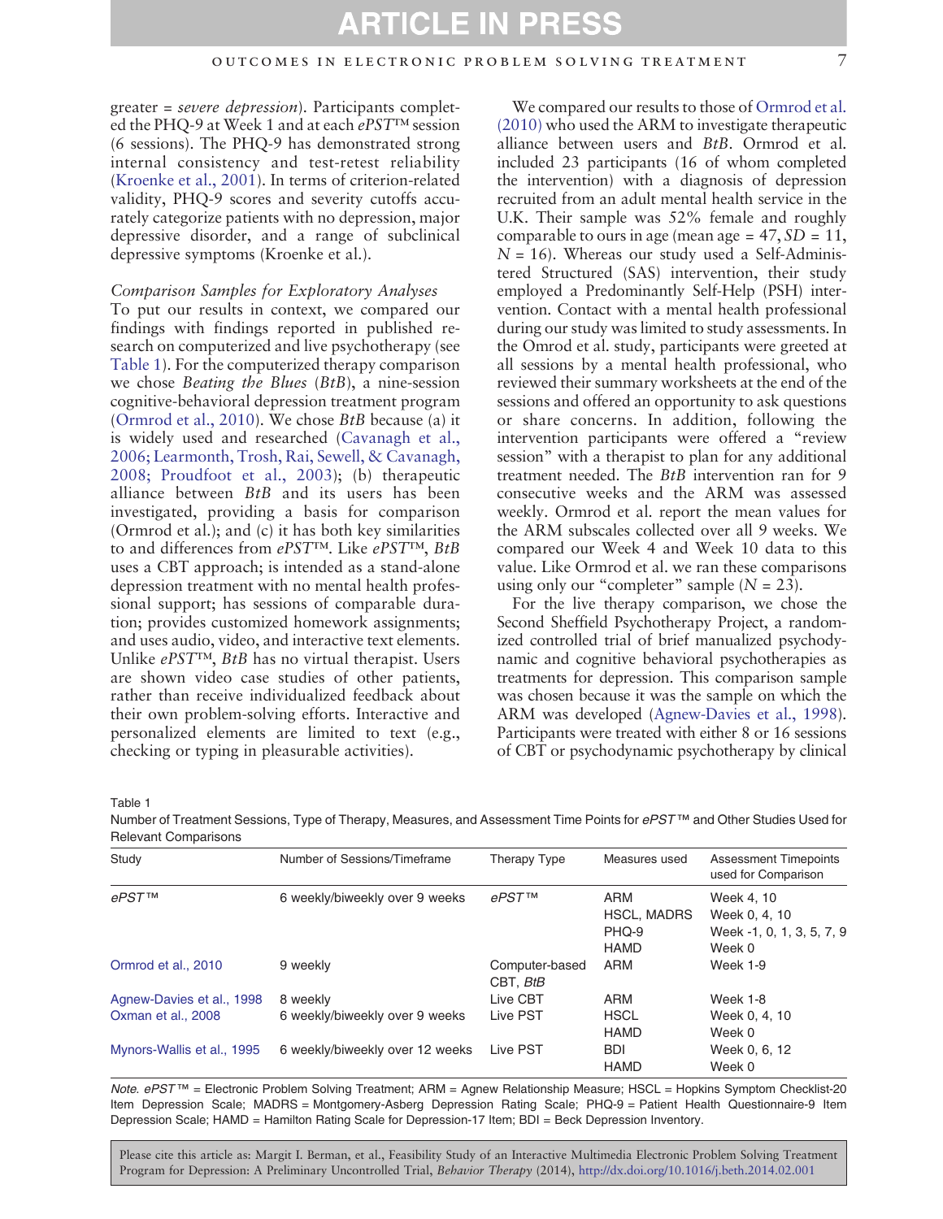greater = *severe depression*). Participants completed the PHQ-9 at Week 1 and at each *ePST™* session (6 sessions). The PHQ-9 has demonstrated strong internal consistency and test-retest reliability (Kroenke et al., 2001). In terms of criterion-related validity, PHQ-9 scores and severity cutoffs accurately categorize patients with no depression, major depressive disorder, and a range of subclinical depressive symptoms (Kroenke et al.).

*Comparison Samples for Exploratory Analyses*

To put our results in context, we compared our findings with findings reported in published research on computerized and live psychotherapy (see Table 1). For the computerized therapy comparison we chose *Beating the Blues* (*BtB*), a nine-session cognitive-behavioral depression treatment program (Ormrod et al., 2010). We chose *BtB* because (a) it is widely used and researched (Cavanagh et al., 2006; Learmonth, Trosh, Rai, Sewell, & Cavanagh, 2008; Proudfoot et al., 2003); (b) therapeutic alliance between *BtB* and its users has been investigated, providing a basis for comparison (Ormrod et al.); and (c) it has both key similarities to and differences from *ePST™*. Like *ePST™*, *BtB* uses a CBT approach; is intended as a stand-alone depression treatment with no mental health professional support; has sessions of comparable duration; provides customized homework assignments; and uses audio, video, and interactive text elements. Unlike *ePST™*, *BtB* has no virtual therapist. Users are shown video case studies of other patients, rather than receive individualized feedback about their own problem-solving efforts. Interactive and personalized elements are limited to text (e.g., checking or typing in pleasurable activities).

We compared our results to those of Ormrod et al. (2010) who used the ARM to investigate therapeutic alliance between users and *BtB*. Ormrod et al. included 23 participants (16 of whom completed the intervention) with a diagnosis of depression recruited from an adult mental health service in the U.K. Their sample was 52% female and roughly comparable to ours in age (mean age = 47, *SD* = 11, *N* = 16). Whereas our study used a Self-Administered Structured (SAS) intervention, their study employed a Predominantly Self-Help (PSH) intervention. Contact with a mental health professional during our study was limited to study assessments. In the Omrod et al. study, participants were greeted at all sessions by a mental health professional, who reviewed their summary worksheets at the end of the sessions and offered an opportunity to ask questions or share concerns. In addition, following the intervention participants were offered a "review session" with a therapist to plan for any additional treatment needed. The *BtB* intervention ran for 9 consecutive weeks and the ARM was assessed weekly. Ormrod et al. report the mean values for the ARM subscales collected over all 9 weeks. We compared our Week 4 and Week 10 data to this value. Like Ormrod et al. we ran these comparisons using only our "completer" sample (*N* = 23).

For the live therapy comparison, we chose the Second Sheffield Psychotherapy Project, a randomized controlled trial of brief manualized psychodynamic and cognitive behavioral psychotherapies as treatments for depression. This comparison sample was chosen because it was the sample on which the ARM was developed (Agnew-Davies et al., 1998). Participants were treated with either 8 or 16 sessions of CBT or psychodynamic psychotherapy by clinical

Table 1
Number of Treatment Sessions, Type of Therapy, Measures, and Assessment Time Points for *ePST™* and Other Studies Used for Relevant Comparisons

| Study | Number of Sessions/Timeframe | Therapy Type | Measures used | Assessment Timepoints used for Comparison |
|---|---|---|---|---|
| *ePST™* | 6 weekly/biweekly over 9 weeks | *ePST™* | ARM | Week 4, 10 |
| | | | HSCL, MADRS | Week 0, 4, 10 |
| | | | PHQ-9 | Week -1, 0, 1, 3, 5, 7, 9 |
| | | | HAMD | Week 0 |
| Ormrod et al., 2010 | 9 weekly | Computer-based CBT, *BtB* | ARM | Week 1-9 |
| Agnew-Davies et al., 1998 | 8 weekly | Live CBT | ARM | Week 1-8 |
| Oxman et al., 2008 | 6 weekly/biweekly over 9 weeks | Live PST | HSCL | Week 0, 4, 10 |
| | | | HAMD | Week 0 |
| Mynors-Wallis et al., 1995 | 6 weekly/biweekly over 12 weeks | Live PST | BDI | Week 0, 6, 12 |
| | | | HAMD | Week 0 |

*Note. ePST™* = Electronic Problem Solving Treatment; ARM = Agnew Relationship Measure; HSCL = Hopkins Symptom Checklist-20 Item Depression Scale; MADRS = Montgomery-Asberg Depression Rating Scale; PHQ-9 = Patient Health Questionnaire-9 Item Depression Scale; HAMD = Hamilton Rating Scale for Depression-17 Item; BDI = Beck Depression Inventory.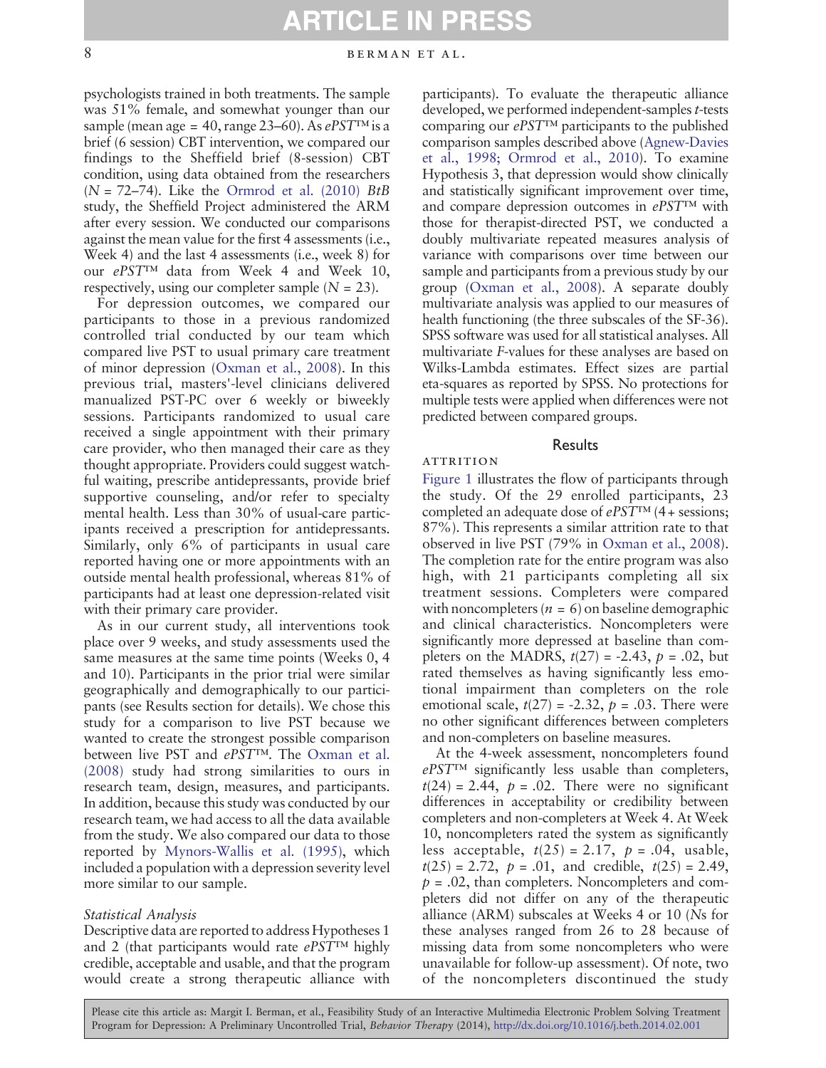psychologists trained in both treatments. The sample was 51% female, and somewhat younger than our sample (mean age = 40, range 23–60). As *ePST*™ is a brief (6 session) CBT intervention, we compared our findings to the Sheffield brief (8-session) CBT condition, using data obtained from the researchers ($N$ = 72–74). Like the Ormrod et al. (2010) *BtB* study, the Sheffield Project administered the ARM after every session. We conducted our comparisons against the mean value for the first 4 assessments (i.e., Week 4) and the last 4 assessments (i.e., week 8) for our *ePST*™ data from Week 4 and Week 10, respectively, using our completer sample ($N$ = 23).

For depression outcomes, we compared our participants to those in a previous randomized controlled trial conducted by our team which compared live PST to usual primary care treatment of minor depression (Oxman et al., 2008). In this previous trial, masters'-level clinicians delivered manualized PST-PC over 6 weekly or biweekly sessions. Participants randomized to usual care received a single appointment with their primary care provider, who then managed their care as they thought appropriate. Providers could suggest watchful waiting, prescribe antidepressants, provide brief supportive counseling, and/or refer to specialty mental health. Less than 30% of usual-care participants received a prescription for antidepressants. Similarly, only 6% of participants in usual care reported having one or more appointments with an outside mental health professional, whereas 81% of participants had at least one depression-related visit with their primary care provider.

As in our current study, all interventions took place over 9 weeks, and study assessments used the same measures at the same time points (Weeks 0, 4 and 10). Participants in the prior trial were similar geographically and demographically to our participants (see Results section for details). We chose this study for a comparison to live PST because we wanted to create the strongest possible comparison between live PST and *ePST*™. The Oxman et al. (2008) study had strong similarities to ours in research team, design, measures, and participants. In addition, because this study was conducted by our research team, we had access to all the data available from the study. We also compared our data to those reported by Mynors-Wallis et al. (1995), which included a population with a depression severity level more similar to our sample.

### *Statistical Analysis*

Descriptive data are reported to address Hypotheses 1 and 2 (that participants would rate *ePST*™ highly credible, acceptable and usable, and that the program would create a strong therapeutic alliance with participants). To evaluate the therapeutic alliance developed, we performed independent-samples $t$-tests comparing our *ePST*™ participants to the published comparison samples described above (Agnew-Davies et al., 1998; Ormrod et al., 2010). To examine Hypothesis 3, that depression would show clinically and statistically significant improvement over time, and compare depression outcomes in *ePST*™ with those for therapist-directed PST, we conducted a doubly multivariate repeated measures analysis of variance with comparisons over time between our sample and participants from a previous study by our group (Oxman et al., 2008). A separate doubly multivariate analysis was applied to our measures of health functioning (the three subscales of the SF-36). SPSS software was used for all statistical analyses. All multivariate $F$-values for these analyses are based on Wilks-Lambda estimates. Effect sizes are partial eta-squares as reported by SPSS. No protections for multiple tests were applied when differences were not predicted between compared groups.

## Results

### ATTRITION

Figure 1 illustrates the flow of participants through the study. Of the 29 enrolled participants, 23 completed an adequate dose of *ePST*™ (4+ sessions; 87%). This represents a similar attrition rate to that observed in live PST (79% in Oxman et al., 2008). The completion rate for the entire program was also high, with 21 participants completing all six treatment sessions. Completers were compared with noncompleters ($n$ = 6) on baseline demographic and clinical characteristics. Noncompleters were significantly more depressed at baseline than completers on the MADRS, $t(27) = -2.43$, $p = .02$, but rated themselves as having significantly less emotional impairment than completers on the role emotional scale, $t(27) = -2.32$, $p = .03$. There were no other significant differences between completers and non-completers on baseline measures.

At the 4-week assessment, noncompleters found *ePST*™ significantly less usable than completers, $t(24) = 2.44$, $p = .02$. There were no significant differences in acceptability or credibility between completers and non-completers at Week 4. At Week 10, noncompleters rated the system as significantly less acceptable, $t(25) = 2.17$, $p = .04$, usable, $t(25) = 2.72$, $p = .01$, and credible, $t(25) = 2.49$, $p = .02$, than completers. Noncompleters and completers did not differ on any of the therapeutic alliance (ARM) subscales at Weeks 4 or 10 ($N$s for these analyses ranged from 26 to 28 because of missing data from some noncompleters who were unavailable for follow-up assessment). Of note, two of the noncompleters discontinued the study

Please cite this article as: Margit I. Berman, et al., Feasibility Study of an Interactive Multimedia Electronic Problem Solving Treatment Program for Depression: A Preliminary Uncontrolled Trial, *Behavior Therapy* (2014), http://dx.doi.org/10.1016/j.beth.2014.02.001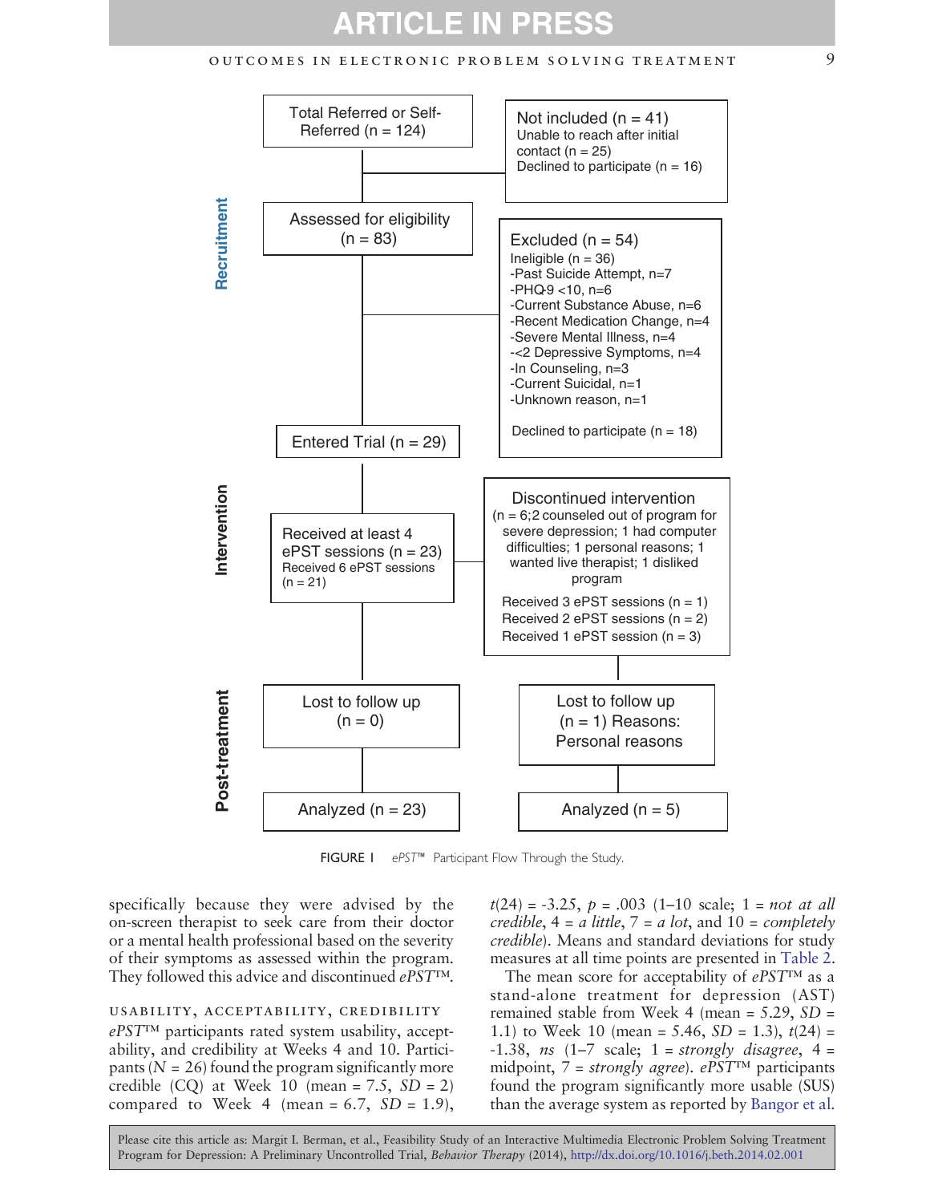Total Referred or Self-Referred (n = 124)

Not included (n = 41)
Unable to reach after initial contact (n = 25)
Declined to participate (n = 16)

Assessed for eligibility (n = 83)

Excluded (n = 54)
Ineligible (n = 36)
-Past Suicide Attempt, n=7
-PHQ-9 <10, n=6
-Current Substance Abuse, n=6
-Recent Medication Change, n=4
-Severe Mental Illness, n=4
-<2 Depressive Symptoms, n=4
-In Counseling, n=3
-Current Suicidal, n=1
-Unknown reason, n=1

Declined to participate (n = 18)

Entered Trial (n = 29)

Received at least 4 ePST sessions (n = 23)
Received 6 ePST sessions (n = 21)

Discontinued intervention
(n = 6;2 counseled out of program for severe depression; 1 had computer difficulties; 1 personal reasons; 1 wanted live therapist; 1 disliked program

Received 3 ePST sessions (n = 1)
Received 2 ePST sessions (n = 2)
Received 1 ePST session (n = 3)

Lost to follow up (n = 0)

Lost to follow up (n = 1) Reasons: Personal reasons

Analyzed (n = 23)

Analyzed (n = 5)

Recruitment | Intervention | Post-treatment

FIGURE 1 *ePST™* Participant Flow Through the Study.

specifically because they were advised by the on-screen therapist to seek care from their doctor or a mental health professional based on the severity of their symptoms as assessed within the program. They followed this advice and discontinued *ePST™*.

## USABILITY, ACCEPTABILITY, CREDIBILITY

*ePST™* participants rated system usability, acceptability, and credibility at Weeks 4 and 10. Participants ($N$ = 26) found the program significantly more credible (CQ) at Week 10 (mean = 7.5, $SD$ = 2) compared to Week 4 (mean = 6.7, $SD$ = 1.9), $t(24) = -3.25$, $p = .003$ (1–10 scale; 1 = *not at all credible*, 4 = *a little*, 7 = *a lot*, and 10 = *completely credible*). Means and standard deviations for study measures at all time points are presented in Table 2.

The mean score for acceptability of *ePST™* as a stand-alone treatment for depression (AST) remained stable from Week 4 (mean = 5.29, $SD$ = 1.1) to Week 10 (mean = 5.46, $SD$ = 1.3), $t(24) = -1.38$, *ns* (1–7 scale; 1 = *strongly disagree*, 4 = midpoint, 7 = *strongly agree*). *ePST™* participants found the program significantly more usable (SUS) than the average system as reported by Bangor et al.

Please cite this article as: Margit I. Berman, et al., Feasibility Study of an Interactive Multimedia Electronic Problem Solving Treatment Program for Depression: A Preliminary Uncontrolled Trial, *Behavior Therapy* (2014), http://dx.doi.org/10.1016/j.beth.2014.02.001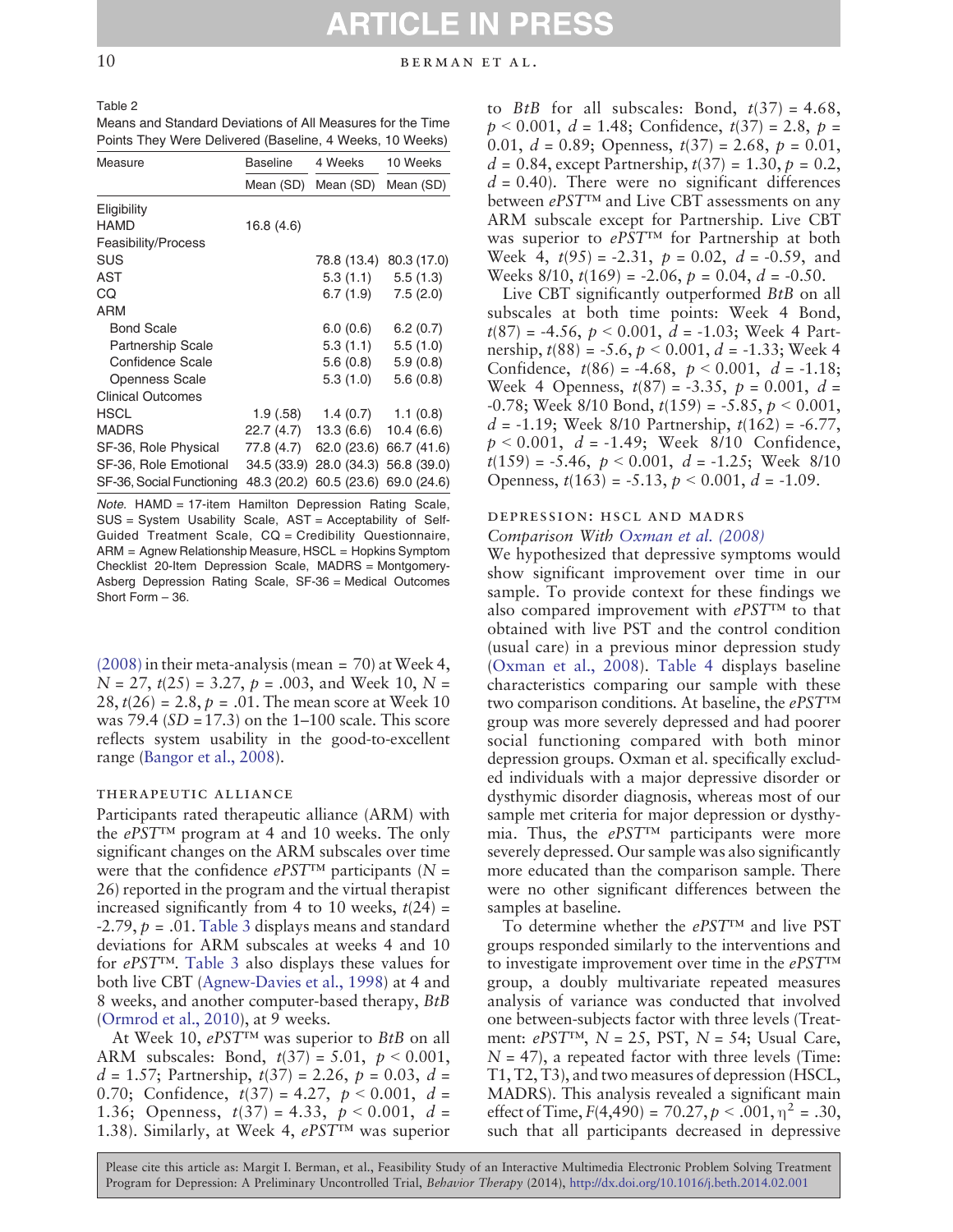Table 2
Means and Standard Deviations of All Measures for the Time Points They Were Delivered (Baseline, 4 Weeks, 10 Weeks)

| Measure | Baseline | 4 Weeks | 10 Weeks |
|---|---|---|---|
| | Mean (SD) | Mean (SD) | Mean (SD) |
| Eligibility | | | |
| HAMD | 16.8 (4.6) | | |
| Feasibility/Process | | | |
| SUS | | 78.8 (13.4) | 80.3 (17.0) |
| AST | | 5.3 (1.1) | 5.5 (1.3) |
| CQ | | 6.7 (1.9) | 7.5 (2.0) |
| ARM | | | |
| Bond Scale | | 6.0 (0.6) | 6.2 (0.7) |
| Partnership Scale | | 5.3 (1.1) | 5.5 (1.0) |
| Confidence Scale | | 5.6 (0.8) | 5.9 (0.8) |
| Openness Scale | | 5.3 (1.0) | 5.6 (0.8) |
| Clinical Outcomes | | | |
| HSCL | 1.9 (.58) | 1.4 (0.7) | 1.1 (0.8) |
| MADRS | 22.7 (4.7) | 13.3 (6.6) | 10.4 (6.6) |
| SF-36, Role Physical | 77.8 (4.7) | 62.0 (23.6) | 66.7 (41.6) |
| SF-36, Role Emotional | 34.5 (33.9) | 28.0 (34.3) | 56.8 (39.0) |
| SF-36, Social Functioning | 48.3 (20.2) | 60.5 (23.6) | 69.0 (24.6) |

*Note.* HAMD = 17-item Hamilton Depression Rating Scale, SUS = System Usability Scale, AST = Acceptability of Self-Guided Treatment Scale, CQ = Credibility Questionnaire, ARM = Agnew Relationship Measure, HSCL = Hopkins Symptom Checklist 20-Item Depression Scale, MADRS = Montgomery-Asberg Depression Rating Scale, SF-36 = Medical Outcomes Short Form – 36.

(2008) in their meta-analysis (mean = 70) at Week 4, $N$ = 27, $t(25) = 3.27$, $p = .003$, and Week 10, $N$ = 28, $t(26) = 2.8$, $p = .01$. The mean score at Week 10 was 79.4 ($SD$ = 17.3) on the 1–100 scale. This score reflects system usability in the good-to-excellent range (Bangor et al., 2008).

### Therapeutic Alliance

Participants rated therapeutic alliance (ARM) with the *ePST™* program at 4 and 10 weeks. The only significant changes on the ARM subscales over time were that the confidence *ePST™* participants ($N$ = 26) reported in the program and the virtual therapist increased significantly from 4 to 10 weeks, $t(24) = -2.79$, $p = .01$. Table 3 displays means and standard deviations for ARM subscales at weeks 4 and 10 for *ePST™*. Table 3 also displays these values for both live CBT (Agnew-Davies et al., 1998) at 4 and 8 weeks, and another computer-based therapy, *BtB* (Ormrod et al., 2010), at 9 weeks.

At Week 10, *ePST™* was superior to *BtB* on all ARM subscales: Bond, $t(37) = 5.01$, $p < 0.001$, $d = 1.57$; Partnership, $t(37) = 2.26$, $p = 0.03$, $d = 0.70$; Confidence, $t(37) = 4.27$, $p < 0.001$, $d = 1.36$; Openness, $t(37) = 4.33$, $p < 0.001$, $d = 1.38$). Similarly, at Week 4, *ePST™* was superior to *BtB* for all subscales: Bond, $t(37) = 4.68$, $p < 0.001$, $d = 1.48$; Confidence, $t(37) = 2.8$, $p = 0.01$, $d = 0.89$; Openness, $t(37) = 2.68$, $p = 0.01$, $d = 0.84$, except Partnership, $t(37) = 1.30$, $p = 0.2$, $d = 0.40$). There were no significant differences between *ePST™* and Live CBT assessments on any ARM subscale except for Partnership. Live CBT was superior to *ePST™* for Partnership at both Week 4, $t(95) = -2.31$, $p = 0.02$, $d = -0.59$, and Weeks 8/10, $t(169) = -2.06$, $p = 0.04$, $d = -0.50$.

Live CBT significantly outperformed *BtB* on all subscales at both time points: Week 4 Bond, $t(87) = -4.56$, $p < 0.001$, $d = -1.03$; Week 4 Partnership, $t(88) = -5.6$, $p < 0.001$, $d = -1.33$; Week 4 Confidence, $t(86) = -4.68$, $p < 0.001$, $d = -1.18$; Week 4 Openness, $t(87) = -3.35$, $p = 0.001$, $d = -0.78$; Week 8/10 Bond, $t(159) = -5.85$, $p < 0.001$, $d = -1.19$; Week 8/10 Partnership, $t(162) = -6.77$, $p < 0.001$, $d = -1.49$; Week 8/10 Confidence, $t(159) = -5.46$, $p < 0.001$, $d = -1.25$; Week 8/10 Openness, $t(163) = -5.13$, $p < 0.001$, $d = -1.09$.

### Depression: HSCL and MADRS

#### *Comparison With Oxman et al. (2008)*

We hypothesized that depressive symptoms would show significant improvement over time in our sample. To provide context for these findings we also compared improvement with *ePST™* to that obtained with live PST and the control condition (usual care) in a previous minor depression study (Oxman et al., 2008). Table 4 displays baseline characteristics comparing our sample with these two comparison conditions. At baseline, the *ePST™* group was more severely depressed and had poorer social functioning compared with both minor depression groups. Oxman et al. specifically excluded individuals with a major depressive disorder or dysthymic disorder diagnosis, whereas most of our sample met criteria for major depression or dysthymia. Thus, the *ePST™* participants were more severely depressed. Our sample was also significantly more educated than the comparison sample. There were no other significant differences between the samples at baseline.

To determine whether the *ePST™* and live PST groups responded similarly to the interventions and to investigate improvement over time in the *ePST™* group, a doubly multivariate repeated measures analysis of variance was conducted that involved one between-subjects factor with three levels (Treatment: *ePST™*, $N$ = 25, PST, $N$ = 54; Usual Care, $N$ = 47), a repeated factor with three levels (Time: T1, T2, T3), and two measures of depression (HSCL, MADRS). This analysis revealed a significant main effect of Time, $F(4,490) = 70.27$, $p < .001$, $\eta^2 = .30$, such that all participants decreased in depressive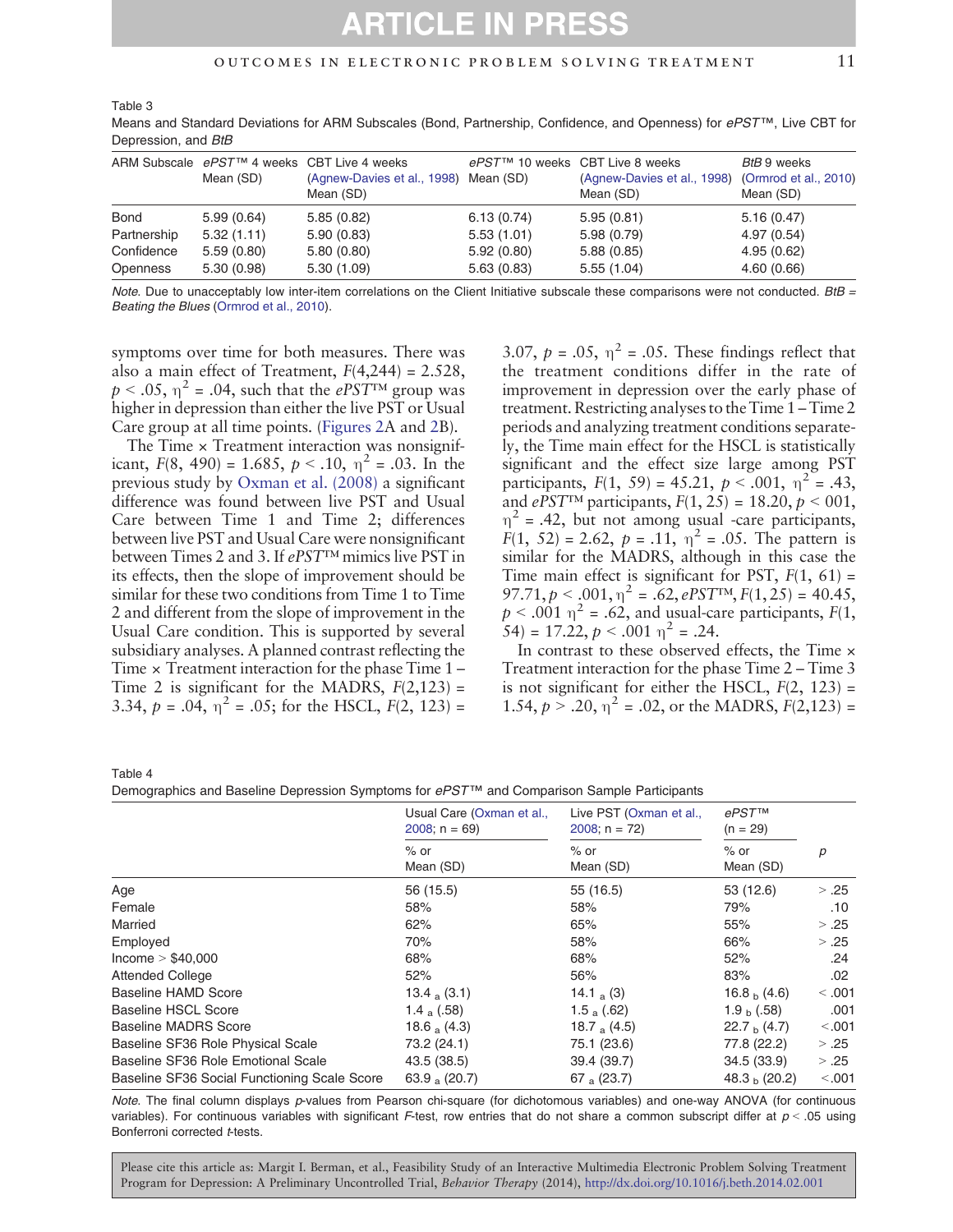Table 3
Means and Standard Deviations for ARM Subscales (Bond, Partnership, Confidence, and Openness) for *ePST*™, Live CBT for Depression, and *BtB*

| ARM Subscale | *ePST*™ 4 weeks Mean (SD) | CBT Live 4 weeks (Agnew-Davies et al., 1998) Mean (SD) | *ePST*™ 10 weeks Mean (SD) | CBT Live 8 weeks (Agnew-Davies et al., 1998) Mean (SD) | *BtB* 9 weeks (Ormrod et al., 2010) Mean (SD) |
|---|---|---|---|---|---|
| Bond | 5.99 (0.64) | 5.85 (0.82) | 6.13 (0.74) | 5.95 (0.81) | 5.16 (0.47) |
| Partnership | 5.32 (1.11) | 5.90 (0.83) | 5.53 (1.01) | 5.98 (0.79) | 4.97 (0.54) |
| Confidence | 5.59 (0.80) | 5.80 (0.80) | 5.92 (0.80) | 5.88 (0.85) | 4.95 (0.62) |
| Openness | 5.30 (0.98) | 5.30 (1.09) | 5.63 (0.83) | 5.55 (1.04) | 4.60 (0.66) |

*Note.* Due to unacceptably low inter-item correlations on the Client Initiative subscale these comparisons were not conducted. *BtB* = *Beating the Blues* (Ormrod et al., 2010).

symptoms over time for both measures. There was also a main effect of Treatment, $F(4,244) = 2.528$, $p < .05$, $\eta^2 = .04$, such that the *ePST*™ group was higher in depression than either the live PST or Usual Care group at all time points. (Figures 2A and 2B).

The Time × Treatment interaction was nonsignificant, $F(8, 490) = 1.685$, $p < .10$, $\eta^2 = .03$. In the previous study by Oxman et al. (2008) a significant difference was found between live PST and Usual Care between Time 1 and Time 2; differences between live PST and Usual Care were nonsignificant between Times 2 and 3. If *ePST*™ mimics live PST in its effects, then the slope of improvement should be similar for these two conditions from Time 1 to Time 2 and different from the slope of improvement in the Usual Care condition. This is supported by several subsidiary analyses. A planned contrast reflecting the Time × Treatment interaction for the phase Time 1 – Time 2 is significant for the MADRS, $F(2,123) = 3.34$, $p = .04$, $\eta^2 = .05$; for the HSCL, $F(2, 123) = 3.07$, $p = .05$, $\eta^2 = .05$. These findings reflect that the treatment conditions differ in the rate of improvement in depression over the early phase of treatment. Restricting analyses to the Time 1 – Time 2 periods and analyzing treatment conditions separately, the Time main effect for the HSCL is statistically significant and the effect size large among PST participants, $F(1, 59) = 45.21$, $p < .001$, $\eta^2 = .43$, and *ePST*™ participants, $F(1, 25) = 18.20$, $p < 001$, $\eta^2 = .42$, but not among usual -care participants, $F(1, 52) = 2.62$, $p = .11$, $\eta^2 = .05$. The pattern is similar for the MADRS, although in this case the Time main effect is significant for PST, $F(1, 61) = 97.71$, $p < .001$, $\eta^2 = .62$, *ePST*™, $F(1, 25) = 40.45$, $p < .001$ $\eta^2 = .62$, and usual-care participants, $F(1, 54) = 17.22$, $p < .001$ $\eta^2 = .24$.

In contrast to these observed effects, the Time × Treatment interaction for the phase Time 2 – Time 3 is not significant for either the HSCL, $F(2, 123) = 1.54$, $p > .20$, $\eta^2 = .02$, or the MADRS, $F(2,123) =$

Table 4
Demographics and Baseline Depression Symptoms for *ePST*™ and Comparison Sample Participants

| | Usual Care (Oxman et al., 2008; n = 69) | Live PST (Oxman et al., 2008; n = 72) | *ePST*™ (n = 29) | |
|---|---|---|---|---|
| | % or Mean (SD) | % or Mean (SD) | % or Mean (SD) | *p* |
| Age | 56 (15.5) | 55 (16.5) | 53 (12.6) | > .25 |
| Female | 58% | 58% | 79% | .10 |
| Married | 62% | 65% | 55% | > .25 |
| Employed | 70% | 58% | 66% | > .25 |
| Income > $40,000 | 68% | 68% | 52% | .24 |
| Attended College | 52% | 56% | 83% | .02 |
| Baseline HAMD Score | $13.4_a$ (3.1) | $14.1_a$ (3) | $16.8_b$ (4.6) | < .001 |
| Baseline HSCL Score | $1.4_a$ (.58) | $1.5_a$ (.62) | $1.9_b$ (.58) | .001 |
| Baseline MADRS Score | $18.6_a$ (4.3) | $18.7_a$ (4.5) | $22.7_b$ (4.7) | <.001 |
| Baseline SF36 Role Physical Scale | 73.2 (24.1) | 75.1 (23.6) | 77.8 (22.2) | > .25 |
| Baseline SF36 Role Emotional Scale | 43.5 (38.5) | 39.4 (39.7) | 34.5 (33.9) | > .25 |
| Baseline SF36 Social Functioning Scale Score | $63.9_a$ (20.7) | $67_a$ (23.7) | $48.3_b$ (20.2) | <.001 |

*Note.* The final column displays *p*-values from Pearson chi-square (for dichotomous variables) and one-way ANOVA (for continuous variables). For continuous variables with significant *F*-test, row entries that do not share a common subscript differ at $p < .05$ using Bonferroni corrected *t*-tests.

Please cite this article as: Margit I. Berman, et al., Feasibility Study of an Interactive Multimedia Electronic Problem Solving Treatment Program for Depression: A Preliminary Uncontrolled Trial, *Behavior Therapy* (2014), http://dx.doi.org/10.1016/j.beth.2014.02.001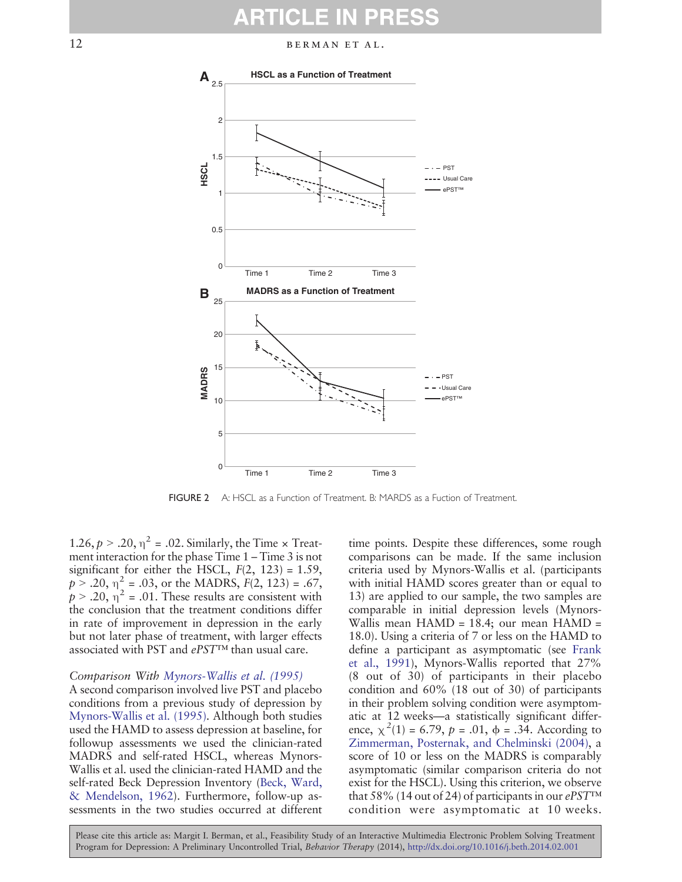FIGURE 2 A: HSCL as a Function of Treatment. B: MARDS as a Fuction of Treatment.

1.26, $p > .20$, $\eta^2 = .02$. Similarly, the Time × Treatment interaction for the phase Time 1 – Time 3 is not significant for either the HSCL, $F(2, 123) = 1.59$, $p > .20$, $\eta^2 = .03$, or the MADRS, $F(2, 123) = .67$, $p > .20$, $\eta^2 = .01$. These results are consistent with the conclusion that the treatment conditions differ in rate of improvement in depression in the early but not later phase of treatment, with larger effects associated with PST and *ePST™* than usual care.

*Comparison With Mynors-Wallis et al. (1995)*

A second comparison involved live PST and placebo conditions from a previous study of depression by Mynors-Wallis et al. (1995). Although both studies used the HAMD to assess depression at baseline, for followup assessments we used the clinician-rated MADRS and self-rated HSCL, whereas Mynors-Wallis et al. used the clinician-rated HAMD and the self-rated Beck Depression Inventory (Beck, Ward, & Mendelson, 1962). Furthermore, follow-up assessments in the two studies occurred at different time points. Despite these differences, some rough comparisons can be made. If the same inclusion criteria used by Mynors-Wallis et al. (participants with initial HAMD scores greater than or equal to 13) are applied to our sample, the two samples are comparable in initial depression levels (Mynors-Wallis mean HAMD = 18.4; our mean HAMD = 18.0). Using a criteria of 7 or less on the HAMD to define a participant as asymptomatic (see Frank et al., 1991), Mynors-Wallis reported that 27% (8 out of 30) of participants in their placebo condition and 60% (18 out of 30) of participants in their problem solving condition were asymptomatic at 12 weeks—a statistically significant difference, $\chi^2(1) = 6.79$, $p = .01$, $\phi = .34$. According to Zimmerman, Posternak, and Chelminski (2004), a score of 10 or less on the MADRS is comparably asymptomatic (similar comparison criteria do not exist for the HSCL). Using this criterion, we observe that 58% (14 out of 24) of participants in our *ePST™* condition were asymptomatic at 10 weeks.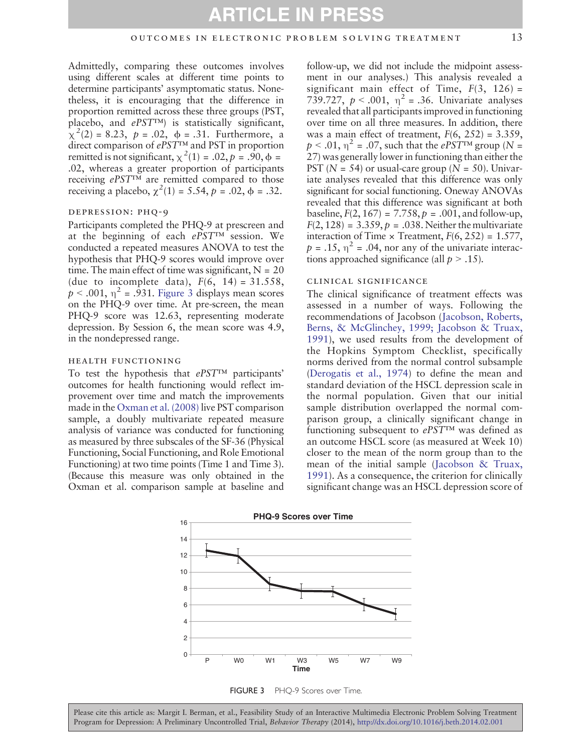Admittedly, comparing these outcomes involves using different scales at different time points to determine participants' asymptomatic status. Nonetheless, it is encouraging that the difference in proportion remitted across these three groups (PST, placebo, and *ePST*™) is statistically significant, $\chi^2(2) = 8.23$, $p = .02$, $\phi = .31$. Furthermore, a direct comparison of *ePST*™ and PST in proportion remitted is not significant, $\chi^2(1) = .02$, $p = .90$, $\phi = .02$, whereas a greater proportion of participants receiving *ePST*™ are remitted compared to those receiving a placebo, $\chi^2(1) = 5.54$, $p = .02$, $\phi = .32$.

### DEPRESSION: PHQ-9

Participants completed the PHQ-9 at prescreen and at the beginning of each *ePST*™ session. We conducted a repeated measures ANOVA to test the hypothesis that PHQ-9 scores would improve over time. The main effect of time was significant, N = 20 (due to incomplete data), $F(6, 14) = 31.558$, $p < .001$, $\eta^2 = .931$. Figure 3 displays mean scores on the PHQ-9 over time. At pre-screen, the mean PHQ-9 score was 12.63, representing moderate depression. By Session 6, the mean score was 4.9, in the nondepressed range.

### HEALTH FUNCTIONING

To test the hypothesis that *ePST*™ participants' outcomes for health functioning would reflect improvement over time and match the improvements made in the Oxman et al. (2008) live PST comparison sample, a doubly multivariate repeated measure analysis of variance was conducted for functioning as measured by three subscales of the SF-36 (Physical Functioning, Social Functioning, and Role Emotional Functioning) at two time points (Time 1 and Time 3). (Because this measure was only obtained in the Oxman et al. comparison sample at baseline and follow-up, we did not include the midpoint assessment in our analyses.) This analysis revealed a significant main effect of Time, $F(3, 126) = 739.727$, $p < .001$, $\eta^2 = .36$. Univariate analyses revealed that all participants improved in functioning over time on all three measures. In addition, there was a main effect of treatment, $F(6, 252) = 3.359$, $p < .01$, $\eta^2 = .07$, such that the *ePST*™ group ($N = 27$) was generally lower in functioning than either the PST ($N = 54$) or usual-care group ($N = 50$). Univariate analyses revealed that this difference was only significant for social functioning. Oneway ANOVAs revealed that this difference was significant at both baseline, $F(2, 167) = 7.758$, $p = .001$, and follow-up, $F(2, 128) = 3.359$, $p = .038$. Neither the multivariate interaction of Time × Treatment, $F(6, 252) = 1.577$, $p = .15$, $\eta^2 = .04$, nor any of the univariate interactions approached significance (all $p > .15$).

### CLINICAL SIGNIFICANCE

The clinical significance of treatment effects was assessed in a number of ways. Following the recommendations of Jacobson (Jacobson, Roberts, Berns, & McGlinchey, 1999; Jacobson & Truax, 1991), we used results from the development of the Hopkins Symptom Checklist, specifically norms derived from the normal control subsample (Derogatis et al., 1974) to define the mean and standard deviation of the HSCL depression scale in the normal population. Given that our initial sample distribution overlapped the normal comparison group, a clinically significant change in functioning subsequent to *ePST*™ was defined as an outcome HSCL score (as measured at Week 10) closer to the mean of the norm group than to the mean of the initial sample (Jacobson & Truax, 1991). As a consequence, the criterion for clinically significant change was an HSCL depression score of

FIGURE 3 PHQ-9 Scores over Time.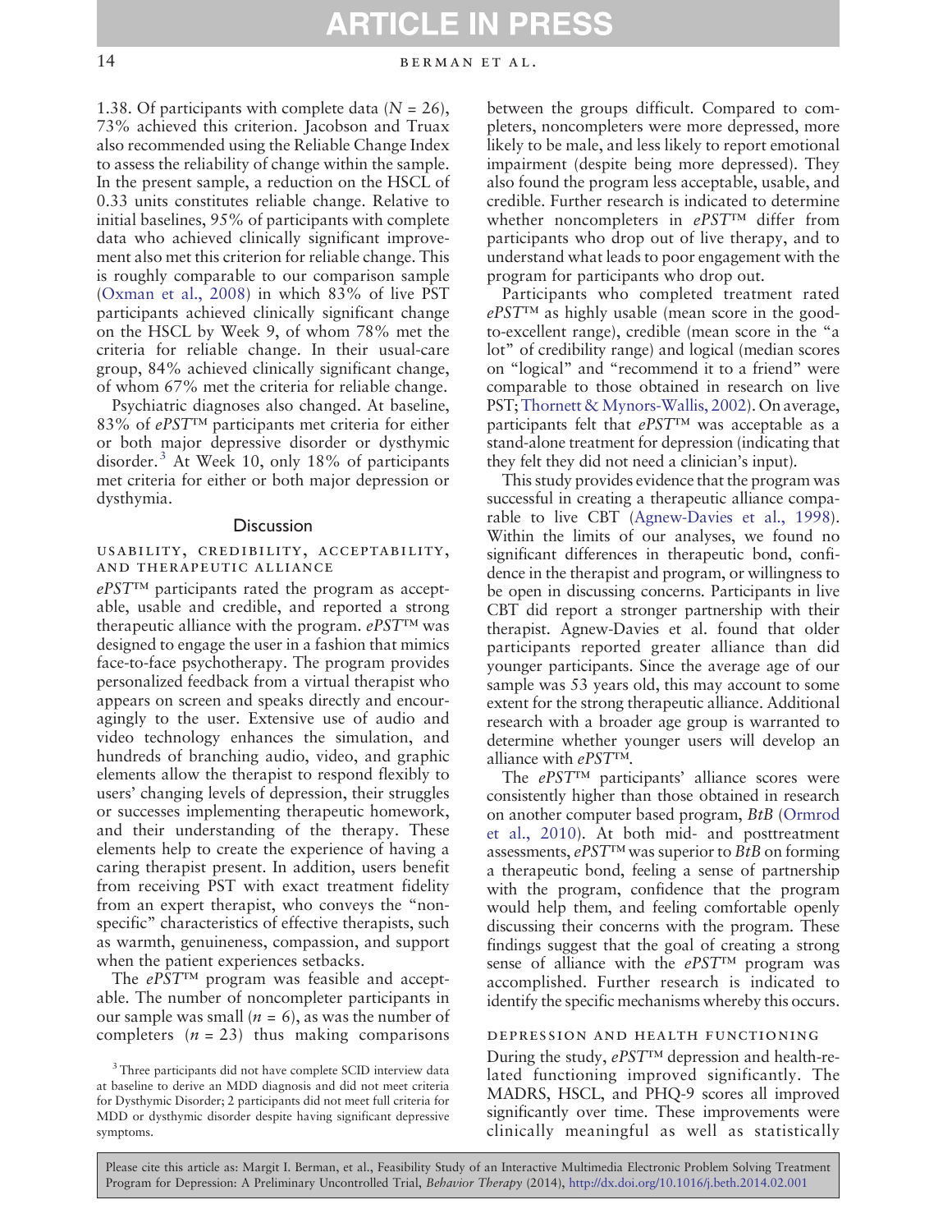1.38. Of participants with complete data ($N = 26$), 73% achieved this criterion. Jacobson and Truax also recommended using the Reliable Change Index to assess the reliability of change within the sample. In the present sample, a reduction on the HSCL of 0.33 units constitutes reliable change. Relative to initial baselines, 95% of participants with complete data who achieved clinically significant improvement also met this criterion for reliable change. This is roughly comparable to our comparison sample (Oxman et al., 2008) in which 83% of live PST participants achieved clinically significant change on the HSCL by Week 9, of whom 78% met the criteria for reliable change. In their usual-care group, 84% achieved clinically significant change, of whom 67% met the criteria for reliable change.

Psychiatric diagnoses also changed. At baseline, 83% of *ePST™* participants met criteria for either or both major depressive disorder or dysthymic disorder.[3] At Week 10, only 18% of participants met criteria for either or both major depression or dysthymia.

## Discussion

### USABILITY, CREDIBILITY, ACCEPTABILITY, AND THERAPEUTIC ALLIANCE

*ePST™* participants rated the program as acceptable, usable and credible, and reported a strong therapeutic alliance with the program. *ePST™* was designed to engage the user in a fashion that mimics face-to-face psychotherapy. The program provides personalized feedback from a virtual therapist who appears on screen and speaks directly and encouragingly to the user. Extensive use of audio and video technology enhances the simulation, and hundreds of branching audio, video, and graphic elements allow the therapist to respond flexibly to users' changing levels of depression, their struggles or successes implementing therapeutic homework, and their understanding of the therapy. These elements help to create the experience of having a caring therapist present. In addition, users benefit from receiving PST with exact treatment fidelity from an expert therapist, who conveys the "nonspecific" characteristics of effective therapists, such as warmth, genuineness, compassion, and support when the patient experiences setbacks.

The *ePST™* program was feasible and acceptable. The number of noncompleter participants in our sample was small ($n = 6$), as was the number of completers ($n = 23$) thus making comparisons between the groups difficult. Compared to completers, noncompleters were more depressed, more likely to be male, and less likely to report emotional impairment (despite being more depressed). They also found the program less acceptable, usable, and credible. Further research is indicated to determine whether noncompleters in *ePST™* differ from participants who drop out of live therapy, and to understand what leads to poor engagement with the program for participants who drop out.

Participants who completed treatment rated *ePST™* as highly usable (mean score in the good-to-excellent range), credible (mean score in the "a lot" of credibility range) and logical (median scores on "logical" and "recommend it to a friend" were comparable to those obtained in research on live PST; Thornett & Mynors-Wallis, 2002). On average, participants felt that *ePST™* was acceptable as a stand-alone treatment for depression (indicating that they felt they did not need a clinician's input).

This study provides evidence that the program was successful in creating a therapeutic alliance comparable to live CBT (Agnew-Davies et al., 1998). Within the limits of our analyses, we found no significant differences in therapeutic bond, confidence in the therapist and program, or willingness to be open in discussing concerns. Participants in live CBT did report a stronger partnership with their therapist. Agnew-Davies et al. found that older participants reported greater alliance than did younger participants. Since the average age of our sample was 53 years old, this may account to some extent for the strong therapeutic alliance. Additional research with a broader age group is warranted to determine whether younger users will develop an alliance with *ePST™*.

The *ePST™* participants' alliance scores were consistently higher than those obtained in research on another computer based program, *BtB* (Ormrod et al., 2010). At both mid- and posttreatment assessments, *ePST™* was superior to *BtB* on forming a therapeutic bond, feeling a sense of partnership with the program, confidence that the program would help them, and feeling comfortable openly discussing their concerns with the program. These findings suggest that the goal of creating a strong sense of alliance with the *ePST™* program was accomplished. Further research is indicated to identify the specific mechanisms whereby this occurs.

### DEPRESSION AND HEALTH FUNCTIONING

During the study, *ePST™* depression and health-related functioning improved significantly. The MADRS, HSCL, and PHQ-9 scores all improved significantly over time. These improvements were clinically meaningful as well as statistically

[3] Three participants did not have complete SCID interview data at baseline to derive an MDD diagnosis and did not meet criteria for Dysthymic Disorder; 2 participants did not meet full criteria for MDD or dysthymic disorder despite having significant depressive symptoms.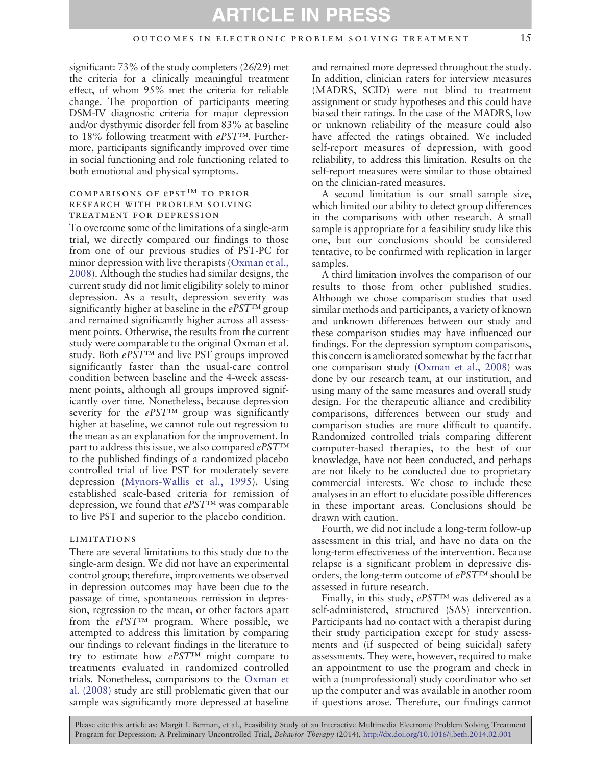significant: 73% of the study completers (26/29) met the criteria for a clinically meaningful treatment effect, of whom 95% met the criteria for reliable change. The proportion of participants meeting DSM-IV diagnostic criteria for major depression and/or dysthymic disorder fell from 83% at baseline to 18% following treatment with *ePST™*. Furthermore, participants significantly improved over time in social functioning and role functioning related to both emotional and physical symptoms.

### comparisons of ePST™ to prior research with problem solving treatment for depression

To overcome some of the limitations of a single-arm trial, we directly compared our findings to those from one of our previous studies of PST-PC for minor depression with live therapists (Oxman et al., 2008). Although the studies had similar designs, the current study did not limit eligibility solely to minor depression. As a result, depression severity was significantly higher at baseline in the *ePST™* group and remained significantly higher across all assessment points. Otherwise, the results from the current study were comparable to the original Oxman et al. study. Both *ePST™* and live PST groups improved significantly faster than the usual-care control condition between baseline and the 4-week assessment points, although all groups improved significantly over time. Nonetheless, because depression severity for the *ePST™* group was significantly higher at baseline, we cannot rule out regression to the mean as an explanation for the improvement. In part to address this issue, we also compared *ePST™* to the published findings of a randomized placebo controlled trial of live PST for moderately severe depression (Mynors-Wallis et al., 1995). Using established scale-based criteria for remission of depression, we found that *ePST™* was comparable to live PST and superior to the placebo condition.

### limitations

There are several limitations to this study due to the single-arm design. We did not have an experimental control group; therefore, improvements we observed in depression outcomes may have been due to the passage of time, spontaneous remission in depression, regression to the mean, or other factors apart from the *ePST™* program. Where possible, we attempted to address this limitation by comparing our findings to relevant findings in the literature to try to estimate how *ePST™* might compare to treatments evaluated in randomized controlled trials. Nonetheless, comparisons to the Oxman et al. (2008) study are still problematic given that our sample was significantly more depressed at baseline and remained more depressed throughout the study. In addition, clinician raters for interview measures (MADRS, SCID) were not blind to treatment assignment or study hypotheses and this could have biased their ratings. In the case of the MADRS, low or unknown reliability of the measure could also have affected the ratings obtained. We included self-report measures of depression, with good reliability, to address this limitation. Results on the self-report measures were similar to those obtained on the clinician-rated measures.

A second limitation is our small sample size, which limited our ability to detect group differences in the comparisons with other research. A small sample is appropriate for a feasibility study like this one, but our conclusions should be considered tentative, to be confirmed with replication in larger samples.

A third limitation involves the comparison of our results to those from other published studies. Although we chose comparison studies that used similar methods and participants, a variety of known and unknown differences between our study and these comparison studies may have influenced our findings. For the depression symptom comparisons, this concern is ameliorated somewhat by the fact that one comparison study (Oxman et al., 2008) was done by our research team, at our institution, and using many of the same measures and overall study design. For the therapeutic alliance and credibility comparisons, differences between our study and comparison studies are more difficult to quantify. Randomized controlled trials comparing different computer-based therapies, to the best of our knowledge, have not been conducted, and perhaps are not likely to be conducted due to proprietary commercial interests. We chose to include these analyses in an effort to elucidate possible differences in these important areas. Conclusions should be drawn with caution.

Fourth, we did not include a long-term follow-up assessment in this trial, and have no data on the long-term effectiveness of the intervention. Because relapse is a significant problem in depressive disorders, the long-term outcome of *ePST™* should be assessed in future research.

Finally, in this study, *ePST™* was delivered as a self-administered, structured (SAS) intervention. Participants had no contact with a therapist during their study participation except for study assessments and (if suspected of being suicidal) safety assessments. They were, however, required to make an appointment to use the program and check in with a (nonprofessional) study coordinator who set up the computer and was available in another room if questions arose. Therefore, our findings cannot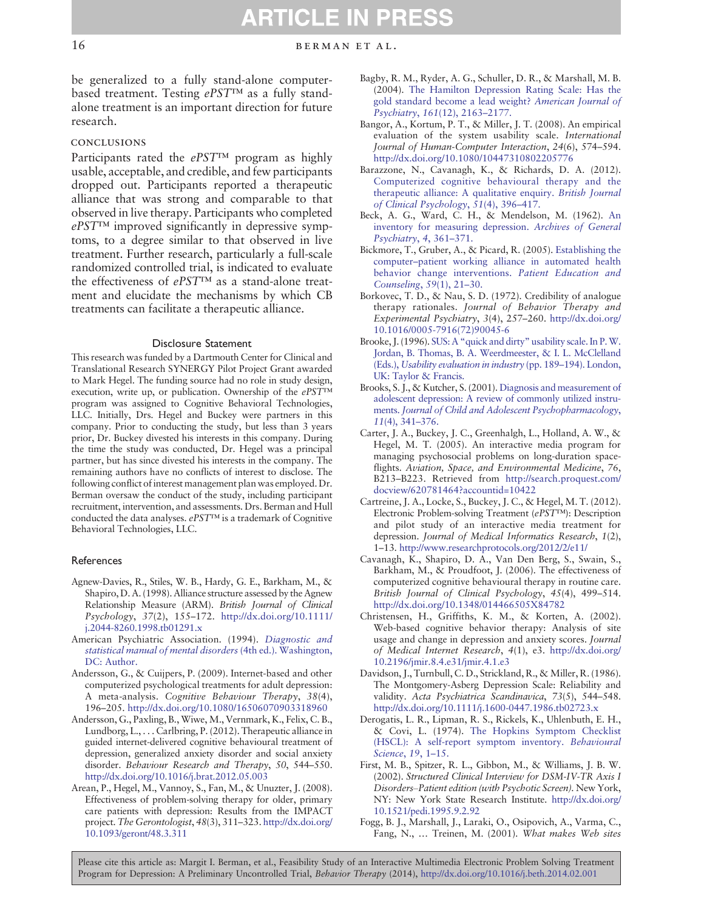be generalized to a fully stand-alone computer-based treatment. Testing *ePST™* as a fully stand-alone treatment is an important direction for future research.

## Conclusions

Participants rated the *ePST™* program as highly usable, acceptable, and credible, and few participants dropped out. Participants reported a therapeutic alliance that was strong and comparable to that observed in live therapy. Participants who completed *ePST™* improved significantly in depressive symptoms, to a degree similar to that observed in live treatment. Further research, particularly a full-scale randomized controlled trial, is indicated to evaluate the effectiveness of *ePST™* as a stand-alone treatment and elucidate the mechanisms by which CB treatments can facilitate a therapeutic alliance.

### Disclosure Statement

This research was funded by a Dartmouth Center for Clinical and Translational Research SYNERGY Pilot Project Grant awarded to Mark Hegel. The funding source had no role in study design, execution, write up, or publication. Ownership of the *ePST™* program was assigned to Cognitive Behavioral Technologies, LLC. Initially, Drs. Hegel and Buckey were partners in this company. Prior to conducting the study, but less than 3 years prior, Dr. Buckey divested his interests in this company. During the time the study was conducted, Dr. Hegel was a principal partner, but has since divested his interests in the company. The remaining authors have no conflicts of interest to disclose. The following conflict of interest management plan was employed. Dr. Berman oversaw the conduct of the study, including participant recruitment, intervention, and assessments. Drs. Berman and Hull conducted the data analyses. *ePST™* is a trademark of Cognitive Behavioral Technologies, LLC.

## References

Agnew-Davies, R., Stiles, W. B., Hardy, G. E., Barkham, M., & Shapiro, D. A. (1998). Alliance structure assessed by the Agnew Relationship Measure (ARM). *British Journal of Clinical Psychology*, *37*(2), 155–172. http://dx.doi.org/10.1111/j.2044-8260.1998.tb01291.x

American Psychiatric Association. (1994). *Diagnostic and statistical manual of mental disorders* (4th ed.). Washington, DC: Author.

Andersson, G., & Cuijpers, P. (2009). Internet-based and other computerized psychological treatments for adult depression: A meta-analysis. *Cognitive Behaviour Therapy*, *38*(4), 196–205. http://dx.doi.org/10.1080/16506070903318960

Andersson, G., Paxling, B., Wiwe, M., Vernmark, K., Felix, C. B., Lundborg, L., . . . Carlbring, P. (2012). Therapeutic alliance in guided internet-delivered cognitive behavioural treatment of depression, generalized anxiety disorder and social anxiety disorder. *Behaviour Research and Therapy*, *50*, 544–550. http://dx.doi.org/10.1016/j.brat.2012.05.003

Arean, P., Hegel, M., Vannoy, S., Fan, M., & Unuzter, J. (2008). Effectiveness of problem-solving therapy for older, primary care patients with depression: Results from the IMPACT project. *The Gerontologist*, *48*(3), 311–323. http://dx.doi.org/10.1093/geront/48.3.311

Bagby, R. M., Ryder, A. G., Schuller, D. R., & Marshall, M. B. (2004). The Hamilton Depression Rating Scale: Has the gold standard become a lead weight? *American Journal of Psychiatry*, *161*(12), 2163–2177.

Bangor, A., Kortum, P. T., & Miller, J. T. (2008). An empirical evaluation of the system usability scale. *International Journal of Human-Computer Interaction*, *24*(6), 574–594. http://dx.doi.org/10.1080/10447310802205776

Barazzone, N., Cavanagh, K., & Richards, D. A. (2012). Computerized cognitive behavioural therapy and the therapeutic alliance: A qualitative enquiry. *British Journal of Clinical Psychology*, *51*(4), 396–417.

Beck, A. G., Ward, C. H., & Mendelson, M. (1962). An inventory for measuring depression. *Archives of General Psychiatry*, *4*, 361–371.

Bickmore, T., Gruber, A., & Picard, R. (2005). Establishing the computer–patient working alliance in automated health behavior change interventions. *Patient Education and Counseling*, *59*(1), 21–30.

Borkovec, T. D., & Nau, S. D. (1972). Credibility of analogue therapy rationales. *Journal of Behavior Therapy and Experimental Psychiatry*, *3*(4), 257–260. http://dx.doi.org/10.1016/0005-7916(72)90045-6

Brooke, J. (1996). SUS: A "quick and dirty" usability scale. In P. W. Jordan, B. Thomas, B. A. Weerdmeester, & I. L. McClelland (Eds.), *Usability evaluation in industry* (pp. 189–194). London, UK: Taylor & Francis.

Brooks, S. J., & Kutcher, S. (2001). Diagnosis and measurement of adolescent depression: A review of commonly utilized instruments. *Journal of Child and Adolescent Psychopharmacology*, *11*(4), 341–376.

Carter, J. A., Buckey, J. C., Greenhalgh, L., Holland, A. W., & Hegel, M. T. (2005). An interactive media program for managing psychosocial problems on long-duration spaceflights. *Aviation, Space, and Environmental Medicine*, *76*, B213–B223. Retrieved from http://search.proquest.com/docview/620781464?accountid=10422

Cartreine, J. A., Locke, S., Buckey, J. C., & Hegel, M. T. (2012). Electronic Problem-solving Treatment (*ePST™*): Description and pilot study of an interactive media treatment for depression. *Journal of Medical Informatics Research*, *1*(2), 1–13. http://www.researchprotocols.org/2012/2/e11/

Cavanagh, K., Shapiro, D. A., Van Den Berg, S., Swain, S., Barkham, M., & Proudfoot, J. (2006). The effectiveness of computerized cognitive behavioural therapy in routine care. *British Journal of Clinical Psychology*, *45*(4), 499–514. http://dx.doi.org/10.1348/014466505X84782

Christensen, H., Griffiths, K. M., & Korten, A. (2002). Web-based cognitive behavior therapy: Analysis of site usage and change in depression and anxiety scores. *Journal of Medical Internet Research*, *4*(1), e3. http://dx.doi.org/10.2196/jmir.8.4.e31/jmir.4.1.e3

Davidson, J., Turnbull, C. D., Strickland, R., & Miller, R. (1986). The Montgomery-Asberg Depression Scale: Reliability and validity. *Acta Psychiatrica Scandinavica*, *73*(5), 544–548. http://dx.doi.org/10.1111/j.1600-0447.1986.tb02723.x

Derogatis, L. R., Lipman, R. S., Rickels, K., Uhlenbuth, E. H., & Covi, L. (1974). The Hopkins Symptom Checklist (HSCL): A self-report symptom inventory. *Behavioural Science*, *19*, 1–15.

First, M. B., Spitzer, R. L., Gibbon, M., & Williams, J. B. W. (2002). *Structured Clinical Interview for DSM-IV-TR Axis I Disorders–Patient edition (with Psychotic Screen)*. New York, NY: New York State Research Institute. http://dx.doi.org/10.1521/pedi.1995.9.2.92

Fogg, B. J., Marshall, J., Laraki, O., Osipovich, A., Varma, C., Fang, N., … Treinen, M. (2001). *What makes Web sites*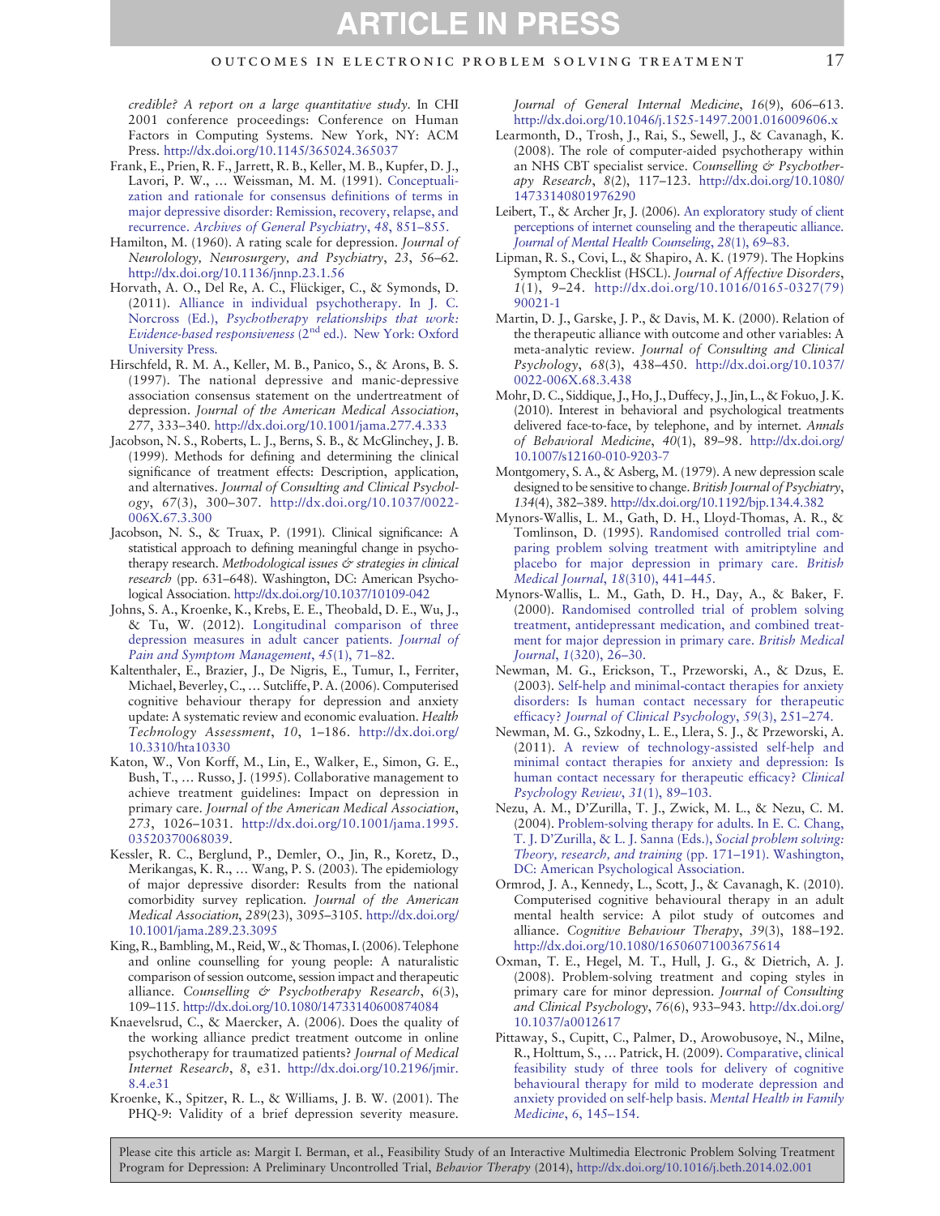*credible? A report on a large quantitative study*. In CHI 2001 conference proceedings: Conference on Human Factors in Computing Systems. New York, NY: ACM Press. http://dx.doi.org/10.1145/365024.365037

Frank, E., Prien, R. F., Jarrett, R. B., Keller, M. B., Kupfer, D. J., Lavori, P. W., … Weissman, M. M. (1991). Conceptualization and rationale for consensus definitions of terms in major depressive disorder: Remission, recovery, relapse, and recurrence. *Archives of General Psychiatry*, *48*, 851–855.

Hamilton, M. (1960). A rating scale for depression. *Journal of Neurolology, Neurosurgery, and Psychiatry*, *23*, 56–62. http://dx.doi.org/10.1136/jnnp.23.1.56

Horvath, A. O., Del Re, A. C., Flückiger, C., & Symonds, D. (2011). Alliance in individual psychotherapy. In J. C. Norcross (Ed.), *Psychotherapy relationships that work: Evidence-based responsiveness* (2nd ed.). New York: Oxford University Press.

Hirschfeld, R. M. A., Keller, M. B., Panico, S., & Arons, B. S. (1997). The national depressive and manic-depressive association consensus statement on the undertreatment of depression. *Journal of the American Medical Association*, *277*, 333–340. http://dx.doi.org/10.1001/jama.277.4.333

Jacobson, N. S., Roberts, L. J., Berns, S. B., & McGlinchey, J. B. (1999). Methods for defining and determining the clinical significance of treatment effects: Description, application, and alternatives. *Journal of Consulting and Clinical Psychology*, *67*(3), 300–307. http://dx.doi.org/10.1037/0022-006X.67.3.300

Jacobson, N. S., & Truax, P. (1991). Clinical significance: A statistical approach to defining meaningful change in psychotherapy research. *Methodological issues & strategies in clinical research* (pp. 631–648). Washington, DC: American Psychological Association. http://dx.doi.org/10.1037/10109-042

Johns, S. A., Kroenke, K., Krebs, E. E., Theobald, D. E., Wu, J., & Tu, W. (2012). Longitudinal comparison of three depression measures in adult cancer patients. *Journal of Pain and Symptom Management*, *45*(1), 71–82.

Kaltenthaler, E., Brazier, J., De Nigris, E., Tumur, I., Ferriter, Michael, Beverley, C., … Sutcliffe, P. A. (2006). Computerised cognitive behaviour therapy for depression and anxiety update: A systematic review and economic evaluation. *Health Technology Assessment*, *10*, 1–186. http://dx.doi.org/10.3310/hta10330

Katon, W., Von Korff, M., Lin, E., Walker, E., Simon, G. E., Bush, T., … Russo, J. (1995). Collaborative management to achieve treatment guidelines: Impact on depression in primary care. *Journal of the American Medical Association*, *273*, 1026–1031. http://dx.doi.org/10.1001/jama.1995.03520370068039.

Kessler, R. C., Berglund, P., Demler, O., Jin, R., Koretz, D., Merikangas, K. R., … Wang, P. S. (2003). The epidemiology of major depressive disorder: Results from the national comorbidity survey replication. *Journal of the American Medical Association*, *289*(23), 3095–3105. http://dx.doi.org/10.1001/jama.289.23.3095

King, R., Bambling, M., Reid, W., & Thomas, I. (2006). Telephone and online counselling for young people: A naturalistic comparison of session outcome, session impact and therapeutic alliance. *Counselling & Psychotherapy Research*, *6*(3), 109–115. http://dx.doi.org/10.1080/14733140600874084

Knaevelsrud, C., & Maercker, A. (2006). Does the quality of the working alliance predict treatment outcome in online psychotherapy for traumatized patients? *Journal of Medical Internet Research*, *8*, e31. http://dx.doi.org/10.2196/jmir.8.4.e31

Kroenke, K., Spitzer, R. L., & Williams, J. B. W. (2001). The PHQ-9: Validity of a brief depression severity measure. *Journal of General Internal Medicine*, *16*(9), 606–613. http://dx.doi.org/10.1046/j.1525-1497.2001.016009606.x

Learmonth, D., Trosh, J., Rai, S., Sewell, J., & Cavanagh, K. (2008). The role of computer-aided psychotherapy within an NHS CBT specialist service. *Counselling & Psychotherapy Research*, *8*(2), 117–123. http://dx.doi.org/10.1080/14733140801976290

Leibert, T., & Archer Jr, J. (2006). An exploratory study of client perceptions of internet counseling and the therapeutic alliance. *Journal of Mental Health Counseling*, *28*(1), 69–83.

Lipman, R. S., Covi, L., & Shapiro, A. K. (1979). The Hopkins Symptom Checklist (HSCL). *Journal of Affective Disorders*, *1*(1), 9–24. http://dx.doi.org/10.1016/0165-0327(79)90021-1

Martin, D. J., Garske, J. P., & Davis, M. K. (2000). Relation of the therapeutic alliance with outcome and other variables: A meta-analytic review. *Journal of Consulting and Clinical Psychology*, *68*(3), 438–450. http://dx.doi.org/10.1037/0022-006X.68.3.438

Mohr, D. C., Siddique, J., Ho, J., Duffecy, J., Jin, L., & Fokuo, J. K. (2010). Interest in behavioral and psychological treatments delivered face-to-face, by telephone, and by internet. *Annals of Behavioral Medicine*, *40*(1), 89–98. http://dx.doi.org/10.1007/s12160-010-9203-7

Montgomery, S. A., & Asberg, M. (1979). A new depression scale designed to be sensitive to change. *British Journal of Psychiatry*, *134*(4), 382–389. http://dx.doi.org/10.1192/bjp.134.4.382

Mynors-Wallis, L. M., Gath, D. H., Lloyd-Thomas, A. R., & Tomlinson, D. (1995). Randomised controlled trial comparing problem solving treatment with amitriptyline and placebo for major depression in primary care. *British Medical Journal*, *18*(310), 441–445.

Mynors-Wallis, L. M., Gath, D. H., Day, A., & Baker, F. (2000). Randomised controlled trial of problem solving treatment, antidepressant medication, and combined treatment for major depression in primary care. *British Medical Journal*, *1*(320), 26–30.

Newman, M. G., Erickson, T., Przeworski, A., & Dzus, E. (2003). Self-help and minimal-contact therapies for anxiety disorders: Is human contact necessary for therapeutic efficacy? *Journal of Clinical Psychology*, *59*(3), 251–274.

Newman, M. G., Szkodny, L. E., Llera, S. J., & Przeworski, A. (2011). A review of technology-assisted self-help and minimal contact therapies for anxiety and depression: Is human contact necessary for therapeutic efficacy? *Clinical Psychology Review*, *31*(1), 89–103.

Nezu, A. M., D'Zurilla, T. J., Zwick, M. L., & Nezu, C. M. (2004). Problem-solving therapy for adults. In E. C. Chang, T. J. D'Zurilla, & L. J. Sanna (Eds.), *Social problem solving: Theory, research, and training* (pp. 171–191). Washington, DC: American Psychological Association.

Ormrod, J. A., Kennedy, L., Scott, J., & Cavanagh, K. (2010). Computerised cognitive behavioural therapy in an adult mental health service: A pilot study of outcomes and alliance. *Cognitive Behaviour Therapy*, *39*(3), 188–192. http://dx.doi.org/10.1080/16506071003675614

Oxman, T. E., Hegel, M. T., Hull, J. G., & Dietrich, A. J. (2008). Problem-solving treatment and coping styles in primary care for minor depression. *Journal of Consulting and Clinical Psychology*, *76*(6), 933–943. http://dx.doi.org/10.1037/a0012617

Pittaway, S., Cupitt, C., Palmer, D., Arowobusoye, N., Milne, R., Holttum, S., … Patrick, H. (2009). Comparative, clinical feasibility study of three tools for delivery of cognitive behavioural therapy for mild to moderate depression and anxiety provided on self-help basis. *Mental Health in Family Medicine*, *6*, 145–154.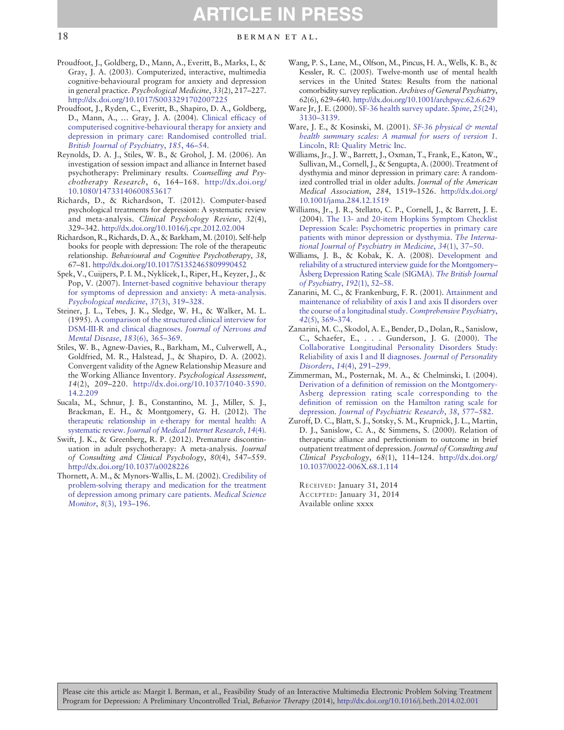Proudfoot, J., Goldberg, D., Mann, A., Everitt, B., Marks, I., & Gray, J. A. (2003). Computerized, interactive, multimedia cognitive-behavioural program for anxiety and depression in general practice. *Psychological Medicine*, *33*(2), 217–227. http://dx.doi.org/10.1017/S0033291702007225

Proudfoot, J., Ryden, C., Everitt, B., Shapiro, D. A., Goldberg, D., Mann, A., … Gray, J. A. (2004). Clinical efficacy of computerised cognitive-behavioural therapy for anxiety and depression in primary care: Randomised controlled trial. *British Journal of Psychiatry*, *185*, 46–54.

Reynolds, D. A. J., Stiles, W. B., & Grohol, J. M. (2006). An investigation of session impact and alliance in Internet based psychotherapy: Preliminary results. *Counselling and Psychotherapy Research*, 6, 164–168. http://dx.doi.org/10.1080/14733140600853617

Richards, D., & Richardson, T. (2012). Computer-based psychological treatments for depression: A systematic review and meta-analysis. *Clinical Psychology Review*, *32*(4), 329–342. http://dx.doi.org/10.1016/j.cpr.2012.02.004

Richardson, R., Richards, D. A., & Barkham, M. (2010). Self-help books for people with depression: The role of the therapeutic relationship. *Behavioural and Cognitive Psychotherapy*, *38*, 67–81. http://dx.doi.org/10.1017/S1352465809990452

Spek, V., Cuijpers, P. I. M., Nyklícek, I., Riper, H., Keyzer, J., & Pop, V. (2007). Internet-based cognitive behaviour therapy for symptoms of depression and anxiety: A meta-analysis. *Psychological medicine*, *37*(3), 319–328.

Steiner, J. L., Tebes, J. K., Sledge, W. H., & Walker, M. L. (1995). A comparison of the structured clinical interview for DSM-III-R and clinical diagnoses. *Journal of Nervous and Mental Disease*, *183*(6), 365–369.

Stiles, W. B., Agnew-Davies, R., Barkham, M., Culverwell, A., Goldfried, M. R., Halstead, J., & Shapiro, D. A. (2002). Convergent validity of the Agnew Relationship Measure and the Working Alliance Inventory. *Psychological Assessment*, *14*(2), 209–220. http://dx.doi.org/10.1037/1040-3590.14.2.209

Sucala, M., Schnur, J. B., Constantino, M. J., Miller, S. J., Brackman, E. H., & Montgomery, G. H. (2012). The therapeutic relationship in e-therapy for mental health: A systematic review. *Journal of Medical Internet Research*, *14*(4).

Swift, J. K., & Greenberg, R. P. (2012). Premature discontinuation in adult psychotherapy: A meta-analysis. *Journal of Consulting and Clinical Psychology*, *80*(4), 547–559. http://dx.doi.org/10.1037/a0028226

Thornett, A. M., & Mynors-Wallis, L. M. (2002). Credibility of problem-solving therapy and medication for the treatment of depression among primary care patients. *Medical Science Monitor*, *8*(3), 193–196.

Wang, P. S., Lane, M., Olfson, M., Pincus, H. A., Wells, K. B., & Kessler, R. C. (2005). Twelve-month use of mental health services in the United States: Results from the national comorbidity survey replication. *Archives of General Psychiatry*, *62*(6), 629–640. http://dx.doi.org/10.1001/archpsyc.62.6.629

Ware Jr, J. E. (2000). SF-36 health survey update. *Spine*, *25*(24), 3130–3139.

Ware, J. E., & Kosinski, M. (2001). *SF-36 physical & mental health summary scales: A manual for users of version 1.* Lincoln, RI: Quality Metric Inc.

Williams, Jr., J. W., Barrett, J., Oxman, T., Frank, E., Katon, W., Sullivan, M., Cornell, J., & Sengupta, A. (2000). Treatment of dysthymia and minor depression in primary care: A randomized controlled trial in older adults. *Journal of the American Medical Association*, *284*, 1519–1526. http://dx.doi.org/10.1001/jama.284.12.1519

Williams, Jr., J. R., Stellato, C. P., Cornell, J., & Barrett, J. E. (2004). The 13- and 20-item Hopkins Symptom Checklist Depression Scale: Psychometric properties in primary care patients with minor depression or dysthymia. *The International Journal of Psychiatry in Medicine*, *34*(1), 37–50.

Williams, J. B., & Kobak, K. A. (2008). Development and reliability of a structured interview guide for the Montgomery–Åsberg Depression Rating Scale (SIGMA). *The British Journal of Psychiatry*, *192*(1), 52–58.

Zanarini, M. C., & Frankenburg, F. R. (2001). Attainment and maintenance of reliability of axis I and axis II disorders over the course of a longitudinal study. *Comprehensive Psychiatry*, *42*(5), 369–374.

Zanarini, M. C., Skodol, A. E., Bender, D., Dolan, R., Sanislow, C., Schaefer, E., . . . Gunderson, J. G. (2000). The Collaborative Longitudinal Personality Disorders Study: Reliability of axis I and II diagnoses. *Journal of Personality Disorders*, *14*(4), 291–299.

Zimmerman, M., Posternak, M. A., & Chelminski, I. (2004). Derivation of a definition of remission on the Montgomery-Asberg depression rating scale corresponding to the definition of remission on the Hamilton rating scale for depression. *Journal of Psychiatric Research*, *38*, 577–582.

Zuroff, D. C., Blatt, S. J., Sotsky, S. M., Krupnick, J. L., Martin, D. J., Sanislow, C. A., & Simmens, S. (2000). Relation of therapeutic alliance and perfectionism to outcome in brief outpatient treatment of depression. *Journal of Consulting and Clinical Psychology*, *68*(1), 114–124. http://dx.doi.org/10.1037/0022-006X.68.1.114

RECEIVED: January 31, 2014
ACCEPTED: January 31, 2014
Available online xxxx